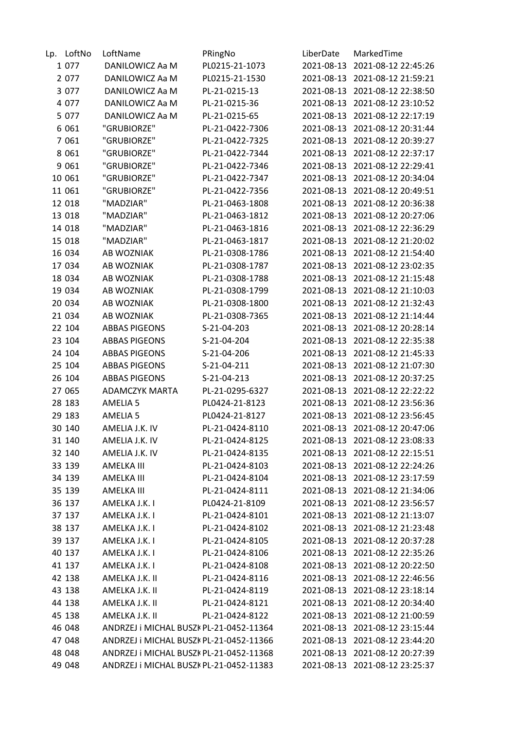| Lp. | LoftNo | LoftName | PRingNo | LiberDate | MarkedTime |
|---|---|---|---|---|---|
| 1 | 077 | DANILOWICZ Aa M | PL0215-21-1073 | 2021-08-13 | 2021-08-12 22:45:26 |
| 2 | 077 | DANILOWICZ Aa M | PL0215-21-1530 | 2021-08-13 | 2021-08-12 21:59:21 |
| 3 | 077 | DANILOWICZ Aa M | PL-21-0215-13 | 2021-08-13 | 2021-08-12 22:38:50 |
| 4 | 077 | DANILOWICZ Aa M | PL-21-0215-36 | 2021-08-13 | 2021-08-12 23:10:52 |
| 5 | 077 | DANILOWICZ Aa M | PL-21-0215-65 | 2021-08-13 | 2021-08-12 22:17:19 |
| 6 | 061 | "GRUBIORZE" | PL-21-0422-7306 | 2021-08-13 | 2021-08-12 20:31:44 |
| 7 | 061 | "GRUBIORZE" | PL-21-0422-7325 | 2021-08-13 | 2021-08-12 20:39:27 |
| 8 | 061 | "GRUBIORZE" | PL-21-0422-7344 | 2021-08-13 | 2021-08-12 22:37:17 |
| 9 | 061 | "GRUBIORZE" | PL-21-0422-7346 | 2021-08-13 | 2021-08-12 22:29:41 |
| 10 | 061 | "GRUBIORZE" | PL-21-0422-7347 | 2021-08-13 | 2021-08-12 20:34:04 |
| 11 | 061 | "GRUBIORZE" | PL-21-0422-7356 | 2021-08-13 | 2021-08-12 20:49:51 |
| 12 | 018 | "MADZIAR" | PL-21-0463-1808 | 2021-08-13 | 2021-08-12 20:36:38 |
| 13 | 018 | "MADZIAR" | PL-21-0463-1812 | 2021-08-13 | 2021-08-12 20:27:06 |
| 14 | 018 | "MADZIAR" | PL-21-0463-1816 | 2021-08-13 | 2021-08-12 22:36:29 |
| 15 | 018 | "MADZIAR" | PL-21-0463-1817 | 2021-08-13 | 2021-08-12 21:20:02 |
| 16 | 034 | AB WOZNIAK | PL-21-0308-1786 | 2021-08-13 | 2021-08-12 21:54:40 |
| 17 | 034 | AB WOZNIAK | PL-21-0308-1787 | 2021-08-13 | 2021-08-12 23:02:35 |
| 18 | 034 | AB WOZNIAK | PL-21-0308-1788 | 2021-08-13 | 2021-08-12 21:15:48 |
| 19 | 034 | AB WOZNIAK | PL-21-0308-1799 | 2021-08-13 | 2021-08-12 21:10:03 |
| 20 | 034 | AB WOZNIAK | PL-21-0308-1800 | 2021-08-13 | 2021-08-12 21:32:43 |
| 21 | 034 | AB WOZNIAK | PL-21-0308-7365 | 2021-08-13 | 2021-08-12 21:14:44 |
| 22 | 104 | ABBAS PIGEONS | S-21-04-203 | 2021-08-13 | 2021-08-12 20:28:14 |
| 23 | 104 | ABBAS PIGEONS | S-21-04-204 | 2021-08-13 | 2021-08-12 22:35:38 |
| 24 | 104 | ABBAS PIGEONS | S-21-04-206 | 2021-08-13 | 2021-08-12 21:45:33 |
| 25 | 104 | ABBAS PIGEONS | S-21-04-211 | 2021-08-13 | 2021-08-12 21:07:30 |
| 26 | 104 | ABBAS PIGEONS | S-21-04-213 | 2021-08-13 | 2021-08-12 20:37:25 |
| 27 | 065 | ADAMCZYK MARTA | PL-21-0295-6327 | 2021-08-13 | 2021-08-12 22:22:22 |
| 28 | 183 | AMELIA 5 | PL0424-21-8123 | 2021-08-13 | 2021-08-12 23:56:36 |
| 29 | 183 | AMELIA 5 | PL0424-21-8127 | 2021-08-13 | 2021-08-12 23:56:45 |
| 30 | 140 | AMELIA J.K. IV | PL-21-0424-8110 | 2021-08-13 | 2021-08-12 20:47:06 |
| 31 | 140 | AMELIA J.K. IV | PL-21-0424-8125 | 2021-08-13 | 2021-08-12 23:08:33 |
| 32 | 140 | AMELIA J.K. IV | PL-21-0424-8135 | 2021-08-13 | 2021-08-12 22:15:51 |
| 33 | 139 | AMELKA III | PL-21-0424-8103 | 2021-08-13 | 2021-08-12 22:24:26 |
| 34 | 139 | AMELKA III | PL-21-0424-8104 | 2021-08-13 | 2021-08-12 23:17:59 |
| 35 | 139 | AMELKA III | PL-21-0424-8111 | 2021-08-13 | 2021-08-12 21:34:06 |
| 36 | 137 | AMELKA J.K. I | PL0424-21-8109 | 2021-08-13 | 2021-08-12 23:56:57 |
| 37 | 137 | AMELKA J.K. I | PL-21-0424-8101 | 2021-08-13 | 2021-08-12 21:13:07 |
| 38 | 137 | AMELKA J.K. I | PL-21-0424-8102 | 2021-08-13 | 2021-08-12 21:23:48 |
| 39 | 137 | AMELKA J.K. I | PL-21-0424-8105 | 2021-08-13 | 2021-08-12 20:37:28 |
| 40 | 137 | AMELKA J.K. I | PL-21-0424-8106 | 2021-08-13 | 2021-08-12 22:35:26 |
| 41 | 137 | AMELKA J.K. I | PL-21-0424-8108 | 2021-08-13 | 2021-08-12 20:22:50 |
| 42 | 138 | AMELKA J.K. II | PL-21-0424-8116 | 2021-08-13 | 2021-08-12 22:46:56 |
| 43 | 138 | AMELKA J.K. II | PL-21-0424-8119 | 2021-08-13 | 2021-08-12 23:18:14 |
| 44 | 138 | AMELKA J.K. II | PL-21-0424-8121 | 2021-08-13 | 2021-08-12 20:34:40 |
| 45 | 138 | AMELKA J.K. II | PL-21-0424-8122 | 2021-08-13 | 2021-08-12 21:00:59 |
| 46 | 048 | ANDRZEJ i MICHAL BUSZK | PL-21-0452-11364 | 2021-08-13 | 2021-08-12 23:15:44 |
| 47 | 048 | ANDRZEJ i MICHAL BUSZK | PL-21-0452-11366 | 2021-08-13 | 2021-08-12 23:44:20 |
| 48 | 048 | ANDRZEJ i MICHAL BUSZK | PL-21-0452-11368 | 2021-08-13 | 2021-08-12 20:27:39 |
| 49 | 048 | ANDRZEJ i MICHAL BUSZK | PL-21-0452-11383 | 2021-08-13 | 2021-08-12 23:25:37 |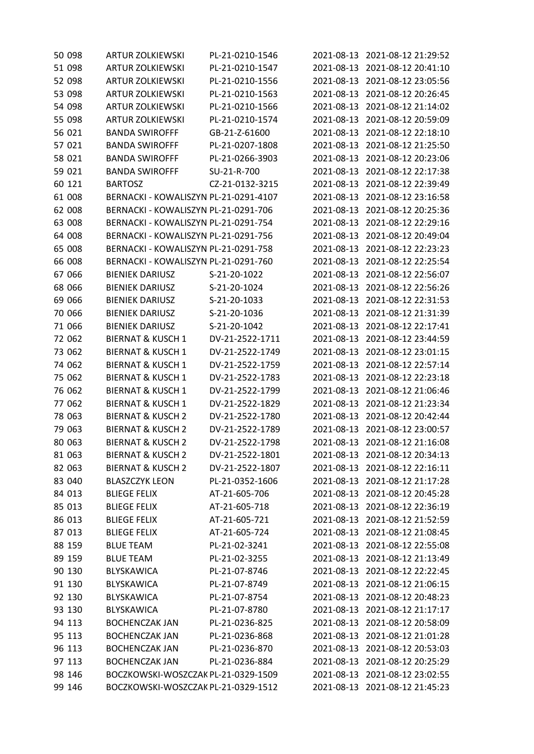| | | | | | |
|---|---|---|---|---|---|
| 50 | 098 | ARTUR ZOLKIEWSKI | PL-21-0210-1546 | 2021-08-13 | 2021-08-12 21:29:52 |
| 51 | 098 | ARTUR ZOLKIEWSKI | PL-21-0210-1547 | 2021-08-13 | 2021-08-12 20:41:10 |
| 52 | 098 | ARTUR ZOLKIEWSKI | PL-21-0210-1556 | 2021-08-13 | 2021-08-12 23:05:56 |
| 53 | 098 | ARTUR ZOLKIEWSKI | PL-21-0210-1563 | 2021-08-13 | 2021-08-12 20:26:45 |
| 54 | 098 | ARTUR ZOLKIEWSKI | PL-21-0210-1566 | 2021-08-13 | 2021-08-12 21:14:02 |
| 55 | 098 | ARTUR ZOLKIEWSKI | PL-21-0210-1574 | 2021-08-13 | 2021-08-12 20:59:09 |
| 56 | 021 | BANDA SWIROFFF | GB-21-Z-61600 | 2021-08-13 | 2021-08-12 22:18:10 |
| 57 | 021 | BANDA SWIROFFF | PL-21-0207-1808 | 2021-08-13 | 2021-08-12 21:25:50 |
| 58 | 021 | BANDA SWIROFFF | PL-21-0266-3903 | 2021-08-13 | 2021-08-12 20:23:06 |
| 59 | 021 | BANDA SWIROFFF | SU-21-R-700 | 2021-08-13 | 2021-08-12 22:17:38 |
| 60 | 121 | BARTOSZ | CZ-21-0132-3215 | 2021-08-13 | 2021-08-12 22:39:49 |
| 61 | 008 | BERNACKI - KOWALISZYN | PL-21-0291-4107 | 2021-08-13 | 2021-08-12 23:16:58 |
| 62 | 008 | BERNACKI - KOWALISZYN | PL-21-0291-706 | 2021-08-13 | 2021-08-12 20:25:36 |
| 63 | 008 | BERNACKI - KOWALISZYN | PL-21-0291-754 | 2021-08-13 | 2021-08-12 22:29:16 |
| 64 | 008 | BERNACKI - KOWALISZYN | PL-21-0291-756 | 2021-08-13 | 2021-08-12 20:49:04 |
| 65 | 008 | BERNACKI - KOWALISZYN | PL-21-0291-758 | 2021-08-13 | 2021-08-12 22:23:23 |
| 66 | 008 | BERNACKI - KOWALISZYN | PL-21-0291-760 | 2021-08-13 | 2021-08-12 22:25:54 |
| 67 | 066 | BIENIEK DARIUSZ | S-21-20-1022 | 2021-08-13 | 2021-08-12 22:56:07 |
| 68 | 066 | BIENIEK DARIUSZ | S-21-20-1024 | 2021-08-13 | 2021-08-12 22:56:26 |
| 69 | 066 | BIENIEK DARIUSZ | S-21-20-1033 | 2021-08-13 | 2021-08-12 22:31:53 |
| 70 | 066 | BIENIEK DARIUSZ | S-21-20-1036 | 2021-08-13 | 2021-08-12 21:31:39 |
| 71 | 066 | BIENIEK DARIUSZ | S-21-20-1042 | 2021-08-13 | 2021-08-12 22:17:41 |
| 72 | 062 | BIERNAT & KUSCH 1 | DV-21-2522-1711 | 2021-08-13 | 2021-08-12 23:44:59 |
| 73 | 062 | BIERNAT & KUSCH 1 | DV-21-2522-1749 | 2021-08-13 | 2021-08-12 23:01:15 |
| 74 | 062 | BIERNAT & KUSCH 1 | DV-21-2522-1759 | 2021-08-13 | 2021-08-12 22:57:14 |
| 75 | 062 | BIERNAT & KUSCH 1 | DV-21-2522-1783 | 2021-08-13 | 2021-08-12 22:23:18 |
| 76 | 062 | BIERNAT & KUSCH 1 | DV-21-2522-1799 | 2021-08-13 | 2021-08-12 21:06:46 |
| 77 | 062 | BIERNAT & KUSCH 1 | DV-21-2522-1829 | 2021-08-13 | 2021-08-12 21:23:34 |
| 78 | 063 | BIERNAT & KUSCH 2 | DV-21-2522-1780 | 2021-08-13 | 2021-08-12 20:42:44 |
| 79 | 063 | BIERNAT & KUSCH 2 | DV-21-2522-1789 | 2021-08-13 | 2021-08-12 23:00:57 |
| 80 | 063 | BIERNAT & KUSCH 2 | DV-21-2522-1798 | 2021-08-13 | 2021-08-12 21:16:08 |
| 81 | 063 | BIERNAT & KUSCH 2 | DV-21-2522-1801 | 2021-08-13 | 2021-08-12 20:34:13 |
| 82 | 063 | BIERNAT & KUSCH 2 | DV-21-2522-1807 | 2021-08-13 | 2021-08-12 22:16:11 |
| 83 | 040 | BLASZCZYK LEON | PL-21-0352-1606 | 2021-08-13 | 2021-08-12 21:17:28 |
| 84 | 013 | BLIEGE FELIX | AT-21-605-706 | 2021-08-13 | 2021-08-12 20:45:28 |
| 85 | 013 | BLIEGE FELIX | AT-21-605-718 | 2021-08-13 | 2021-08-12 22:36:19 |
| 86 | 013 | BLIEGE FELIX | AT-21-605-721 | 2021-08-13 | 2021-08-12 21:52:59 |
| 87 | 013 | BLIEGE FELIX | AT-21-605-724 | 2021-08-13 | 2021-08-12 21:08:45 |
| 88 | 159 | BLUE TEAM | PL-21-02-3241 | 2021-08-13 | 2021-08-12 22:55:08 |
| 89 | 159 | BLUE TEAM | PL-21-02-3255 | 2021-08-13 | 2021-08-12 21:13:49 |
| 90 | 130 | BLYSKAWICA | PL-21-07-8746 | 2021-08-13 | 2021-08-12 22:22:45 |
| 91 | 130 | BLYSKAWICA | PL-21-07-8749 | 2021-08-13 | 2021-08-12 21:06:15 |
| 92 | 130 | BLYSKAWICA | PL-21-07-8754 | 2021-08-13 | 2021-08-12 20:48:23 |
| 93 | 130 | BLYSKAWICA | PL-21-07-8780 | 2021-08-13 | 2021-08-12 21:17:17 |
| 94 | 113 | BOCHENCZAK JAN | PL-21-0236-825 | 2021-08-13 | 2021-08-12 20:58:09 |
| 95 | 113 | BOCHENCZAK JAN | PL-21-0236-868 | 2021-08-13 | 2021-08-12 21:01:28 |
| 96 | 113 | BOCHENCZAK JAN | PL-21-0236-870 | 2021-08-13 | 2021-08-12 20:53:03 |
| 97 | 113 | BOCHENCZAK JAN | PL-21-0236-884 | 2021-08-13 | 2021-08-12 20:25:29 |
| 98 | 146 | BOCZKOWSKI-WOSZCZAK | PL-21-0329-1509 | 2021-08-13 | 2021-08-12 23:02:55 |
| 99 | 146 | BOCZKOWSKI-WOSZCZAK | PL-21-0329-1512 | 2021-08-13 | 2021-08-12 21:45:23 |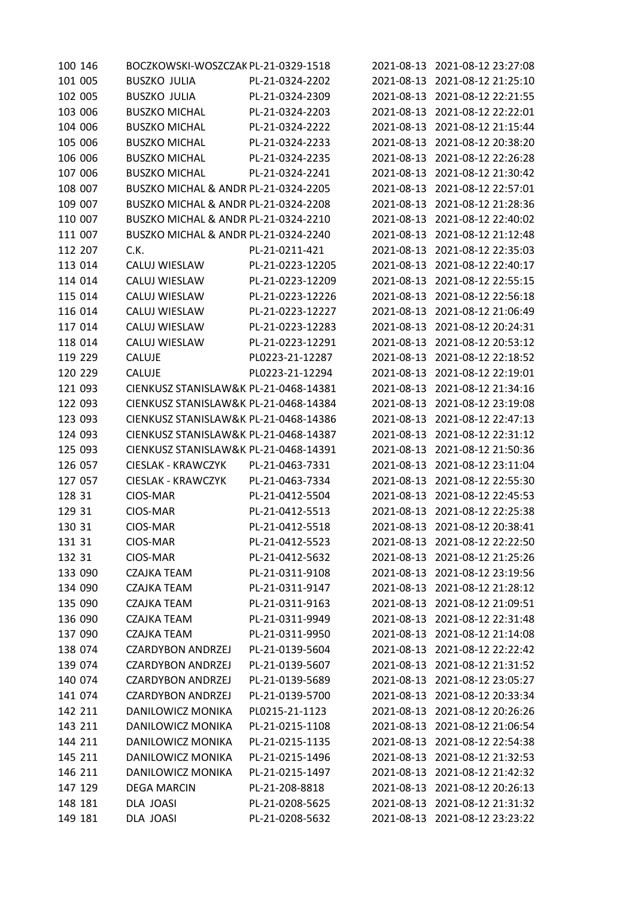| | | | | | |
|---|---|---|---|---|---|
| 100 | 146 | BOCZKOWSKI-WOSZCZAK | PL-21-0329-1518 | 2021-08-13 | 2021-08-12 23:27:08 |
| 101 | 005 | BUSZKO JULIA | PL-21-0324-2202 | 2021-08-13 | 2021-08-12 21:25:10 |
| 102 | 005 | BUSZKO JULIA | PL-21-0324-2309 | 2021-08-13 | 2021-08-12 22:21:55 |
| 103 | 006 | BUSZKO MICHAL | PL-21-0324-2203 | 2021-08-13 | 2021-08-12 22:22:01 |
| 104 | 006 | BUSZKO MICHAL | PL-21-0324-2222 | 2021-08-13 | 2021-08-12 21:15:44 |
| 105 | 006 | BUSZKO MICHAL | PL-21-0324-2233 | 2021-08-13 | 2021-08-12 20:38:20 |
| 106 | 006 | BUSZKO MICHAL | PL-21-0324-2235 | 2021-08-13 | 2021-08-12 22:26:28 |
| 107 | 006 | BUSZKO MICHAL | PL-21-0324-2241 | 2021-08-13 | 2021-08-12 21:30:42 |
| 108 | 007 | BUSZKO MICHAL & ANDR | PL-21-0324-2205 | 2021-08-13 | 2021-08-12 22:57:01 |
| 109 | 007 | BUSZKO MICHAL & ANDR | PL-21-0324-2208 | 2021-08-13 | 2021-08-12 21:28:36 |
| 110 | 007 | BUSZKO MICHAL & ANDR | PL-21-0324-2210 | 2021-08-13 | 2021-08-12 22:40:02 |
| 111 | 007 | BUSZKO MICHAL & ANDR | PL-21-0324-2240 | 2021-08-13 | 2021-08-12 21:12:48 |
| 112 | 207 | C.K. | PL-21-0211-421 | 2021-08-13 | 2021-08-12 22:35:03 |
| 113 | 014 | CALUJ WIESLAW | PL-21-0223-12205 | 2021-08-13 | 2021-08-12 22:40:17 |
| 114 | 014 | CALUJ WIESLAW | PL-21-0223-12209 | 2021-08-13 | 2021-08-12 22:55:15 |
| 115 | 014 | CALUJ WIESLAW | PL-21-0223-12226 | 2021-08-13 | 2021-08-12 22:56:18 |
| 116 | 014 | CALUJ WIESLAW | PL-21-0223-12227 | 2021-08-13 | 2021-08-12 21:06:49 |
| 117 | 014 | CALUJ WIESLAW | PL-21-0223-12283 | 2021-08-13 | 2021-08-12 20:24:31 |
| 118 | 014 | CALUJ WIESLAW | PL-21-0223-12291 | 2021-08-13 | 2021-08-12 20:53:12 |
| 119 | 229 | CALUJE | PL0223-21-12287 | 2021-08-13 | 2021-08-12 22:18:52 |
| 120 | 229 | CALUJE | PL0223-21-12294 | 2021-08-13 | 2021-08-12 22:19:01 |
| 121 | 093 | CIENKUSZ STANISLAW&K | PL-21-0468-14381 | 2021-08-13 | 2021-08-12 21:34:16 |
| 122 | 093 | CIENKUSZ STANISLAW&K | PL-21-0468-14384 | 2021-08-13 | 2021-08-12 23:19:08 |
| 123 | 093 | CIENKUSZ STANISLAW&K | PL-21-0468-14386 | 2021-08-13 | 2021-08-12 22:47:13 |
| 124 | 093 | CIENKUSZ STANISLAW&K | PL-21-0468-14387 | 2021-08-13 | 2021-08-12 22:31:12 |
| 125 | 093 | CIENKUSZ STANISLAW&K | PL-21-0468-14391 | 2021-08-13 | 2021-08-12 21:50:36 |
| 126 | 057 | CIESLAK - KRAWCZYK | PL-21-0463-7331 | 2021-08-13 | 2021-08-12 23:11:04 |
| 127 | 057 | CIESLAK - KRAWCZYK | PL-21-0463-7334 | 2021-08-13 | 2021-08-12 22:55:30 |
| 128 | 31 | CIOS-MAR | PL-21-0412-5504 | 2021-08-13 | 2021-08-12 22:45:53 |
| 129 | 31 | CIOS-MAR | PL-21-0412-5513 | 2021-08-13 | 2021-08-12 22:25:38 |
| 130 | 31 | CIOS-MAR | PL-21-0412-5518 | 2021-08-13 | 2021-08-12 20:38:41 |
| 131 | 31 | CIOS-MAR | PL-21-0412-5523 | 2021-08-13 | 2021-08-12 22:22:50 |
| 132 | 31 | CIOS-MAR | PL-21-0412-5632 | 2021-08-13 | 2021-08-12 21:25:26 |
| 133 | 090 | CZAJKA TEAM | PL-21-0311-9108 | 2021-08-13 | 2021-08-12 23:19:56 |
| 134 | 090 | CZAJKA TEAM | PL-21-0311-9147 | 2021-08-13 | 2021-08-12 21:28:12 |
| 135 | 090 | CZAJKA TEAM | PL-21-0311-9163 | 2021-08-13 | 2021-08-12 21:09:51 |
| 136 | 090 | CZAJKA TEAM | PL-21-0311-9949 | 2021-08-13 | 2021-08-12 22:31:48 |
| 137 | 090 | CZAJKA TEAM | PL-21-0311-9950 | 2021-08-13 | 2021-08-12 21:14:08 |
| 138 | 074 | CZARDYBON ANDRZEJ | PL-21-0139-5604 | 2021-08-13 | 2021-08-12 22:22:42 |
| 139 | 074 | CZARDYBON ANDRZEJ | PL-21-0139-5607 | 2021-08-13 | 2021-08-12 21:31:52 |
| 140 | 074 | CZARDYBON ANDRZEJ | PL-21-0139-5689 | 2021-08-13 | 2021-08-12 23:05:27 |
| 141 | 074 | CZARDYBON ANDRZEJ | PL-21-0139-5700 | 2021-08-13 | 2021-08-12 20:33:34 |
| 142 | 211 | DANILOWICZ MONIKA | PL0215-21-1123 | 2021-08-13 | 2021-08-12 20:26:26 |
| 143 | 211 | DANILOWICZ MONIKA | PL-21-0215-1108 | 2021-08-13 | 2021-08-12 21:06:54 |
| 144 | 211 | DANILOWICZ MONIKA | PL-21-0215-1135 | 2021-08-13 | 2021-08-12 22:54:38 |
| 145 | 211 | DANILOWICZ MONIKA | PL-21-0215-1496 | 2021-08-13 | 2021-08-12 21:32:53 |
| 146 | 211 | DANILOWICZ MONIKA | PL-21-0215-1497 | 2021-08-13 | 2021-08-12 21:42:32 |
| 147 | 129 | DEGA MARCIN | PL-21-208-8818 | 2021-08-13 | 2021-08-12 20:26:13 |
| 148 | 181 | DLA JOASI | PL-21-0208-5625 | 2021-08-13 | 2021-08-12 21:31:32 |
| 149 | 181 | DLA JOASI | PL-21-0208-5632 | 2021-08-13 | 2021-08-12 23:23:22 |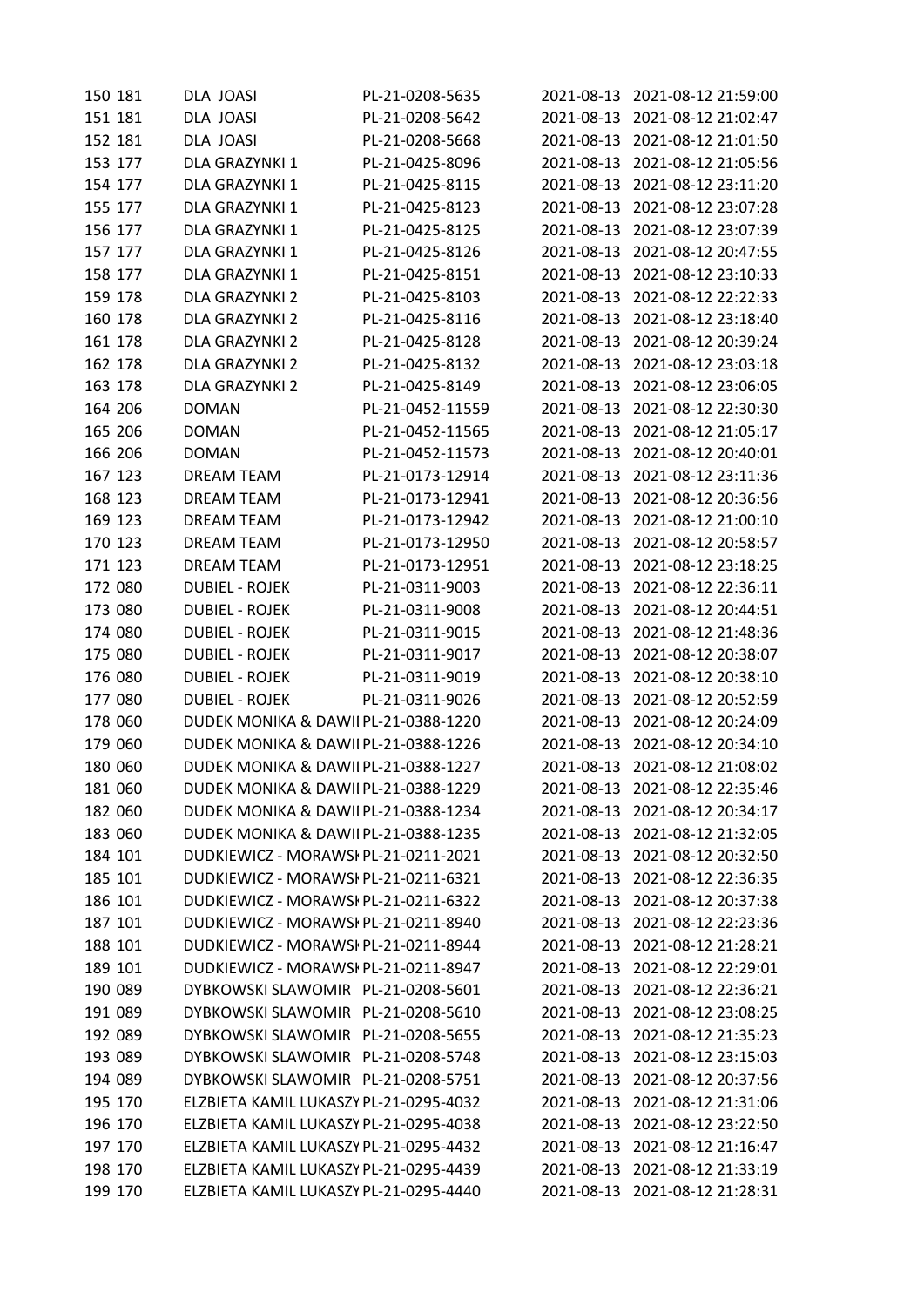| | | | | | |
|---|---|---|---|---|---|
| 150 | 181 | DLA JOASI | PL-21-0208-5635 | 2021-08-13 | 2021-08-12 21:59:00 |
| 151 | 181 | DLA JOASI | PL-21-0208-5642 | 2021-08-13 | 2021-08-12 21:02:47 |
| 152 | 181 | DLA JOASI | PL-21-0208-5668 | 2021-08-13 | 2021-08-12 21:01:50 |
| 153 | 177 | DLA GRAZYNKI 1 | PL-21-0425-8096 | 2021-08-13 | 2021-08-12 21:05:56 |
| 154 | 177 | DLA GRAZYNKI 1 | PL-21-0425-8115 | 2021-08-13 | 2021-08-12 23:11:20 |
| 155 | 177 | DLA GRAZYNKI 1 | PL-21-0425-8123 | 2021-08-13 | 2021-08-12 23:07:28 |
| 156 | 177 | DLA GRAZYNKI 1 | PL-21-0425-8125 | 2021-08-13 | 2021-08-12 23:07:39 |
| 157 | 177 | DLA GRAZYNKI 1 | PL-21-0425-8126 | 2021-08-13 | 2021-08-12 20:47:55 |
| 158 | 177 | DLA GRAZYNKI 1 | PL-21-0425-8151 | 2021-08-13 | 2021-08-12 23:10:33 |
| 159 | 178 | DLA GRAZYNKI 2 | PL-21-0425-8103 | 2021-08-13 | 2021-08-12 22:22:33 |
| 160 | 178 | DLA GRAZYNKI 2 | PL-21-0425-8116 | 2021-08-13 | 2021-08-12 23:18:40 |
| 161 | 178 | DLA GRAZYNKI 2 | PL-21-0425-8128 | 2021-08-13 | 2021-08-12 20:39:24 |
| 162 | 178 | DLA GRAZYNKI 2 | PL-21-0425-8132 | 2021-08-13 | 2021-08-12 23:03:18 |
| 163 | 178 | DLA GRAZYNKI 2 | PL-21-0425-8149 | 2021-08-13 | 2021-08-12 23:06:05 |
| 164 | 206 | DOMAN | PL-21-0452-11559 | 2021-08-13 | 2021-08-12 22:30:30 |
| 165 | 206 | DOMAN | PL-21-0452-11565 | 2021-08-13 | 2021-08-12 21:05:17 |
| 166 | 206 | DOMAN | PL-21-0452-11573 | 2021-08-13 | 2021-08-12 20:40:01 |
| 167 | 123 | DREAM TEAM | PL-21-0173-12914 | 2021-08-13 | 2021-08-12 23:11:36 |
| 168 | 123 | DREAM TEAM | PL-21-0173-12941 | 2021-08-13 | 2021-08-12 20:36:56 |
| 169 | 123 | DREAM TEAM | PL-21-0173-12942 | 2021-08-13 | 2021-08-12 21:00:10 |
| 170 | 123 | DREAM TEAM | PL-21-0173-12950 | 2021-08-13 | 2021-08-12 20:58:57 |
| 171 | 123 | DREAM TEAM | PL-21-0173-12951 | 2021-08-13 | 2021-08-12 23:18:25 |
| 172 | 080 | DUBIEL - ROJEK | PL-21-0311-9003 | 2021-08-13 | 2021-08-12 22:36:11 |
| 173 | 080 | DUBIEL - ROJEK | PL-21-0311-9008 | 2021-08-13 | 2021-08-12 20:44:51 |
| 174 | 080 | DUBIEL - ROJEK | PL-21-0311-9015 | 2021-08-13 | 2021-08-12 21:48:36 |
| 175 | 080 | DUBIEL - ROJEK | PL-21-0311-9017 | 2021-08-13 | 2021-08-12 20:38:07 |
| 176 | 080 | DUBIEL - ROJEK | PL-21-0311-9019 | 2021-08-13 | 2021-08-12 20:38:10 |
| 177 | 080 | DUBIEL - ROJEK | PL-21-0311-9026 | 2021-08-13 | 2021-08-12 20:52:59 |
| 178 | 060 | DUDEK MONIKA & DAWII | PL-21-0388-1220 | 2021-08-13 | 2021-08-12 20:24:09 |
| 179 | 060 | DUDEK MONIKA & DAWII | PL-21-0388-1226 | 2021-08-13 | 2021-08-12 20:34:10 |
| 180 | 060 | DUDEK MONIKA & DAWII | PL-21-0388-1227 | 2021-08-13 | 2021-08-12 21:08:02 |
| 181 | 060 | DUDEK MONIKA & DAWII | PL-21-0388-1229 | 2021-08-13 | 2021-08-12 22:35:46 |
| 182 | 060 | DUDEK MONIKA & DAWII | PL-21-0388-1234 | 2021-08-13 | 2021-08-12 20:34:17 |
| 183 | 060 | DUDEK MONIKA & DAWII | PL-21-0388-1235 | 2021-08-13 | 2021-08-12 21:32:05 |
| 184 | 101 | DUDKIEWICZ - MORAWSI | PL-21-0211-2021 | 2021-08-13 | 2021-08-12 20:32:50 |
| 185 | 101 | DUDKIEWICZ - MORAWSI | PL-21-0211-6321 | 2021-08-13 | 2021-08-12 22:36:35 |
| 186 | 101 | DUDKIEWICZ - MORAWSI | PL-21-0211-6322 | 2021-08-13 | 2021-08-12 20:37:38 |
| 187 | 101 | DUDKIEWICZ - MORAWSI | PL-21-0211-8940 | 2021-08-13 | 2021-08-12 22:23:36 |
| 188 | 101 | DUDKIEWICZ - MORAWSI | PL-21-0211-8944 | 2021-08-13 | 2021-08-12 21:28:21 |
| 189 | 101 | DUDKIEWICZ - MORAWSI | PL-21-0211-8947 | 2021-08-13 | 2021-08-12 22:29:01 |
| 190 | 089 | DYBKOWSKI SLAWOMIR | PL-21-0208-5601 | 2021-08-13 | 2021-08-12 22:36:21 |
| 191 | 089 | DYBKOWSKI SLAWOMIR | PL-21-0208-5610 | 2021-08-13 | 2021-08-12 23:08:25 |
| 192 | 089 | DYBKOWSKI SLAWOMIR | PL-21-0208-5655 | 2021-08-13 | 2021-08-12 21:35:23 |
| 193 | 089 | DYBKOWSKI SLAWOMIR | PL-21-0208-5748 | 2021-08-13 | 2021-08-12 23:15:03 |
| 194 | 089 | DYBKOWSKI SLAWOMIR | PL-21-0208-5751 | 2021-08-13 | 2021-08-12 20:37:56 |
| 195 | 170 | ELZBIETA KAMIL LUKASZY | PL-21-0295-4032 | 2021-08-13 | 2021-08-12 21:31:06 |
| 196 | 170 | ELZBIETA KAMIL LUKASZY | PL-21-0295-4038 | 2021-08-13 | 2021-08-12 23:22:50 |
| 197 | 170 | ELZBIETA KAMIL LUKASZY | PL-21-0295-4432 | 2021-08-13 | 2021-08-12 21:16:47 |
| 198 | 170 | ELZBIETA KAMIL LUKASZY | PL-21-0295-4439 | 2021-08-13 | 2021-08-12 21:33:19 |
| 199 | 170 | ELZBIETA KAMIL LUKASZY | PL-21-0295-4440 | 2021-08-13 | 2021-08-12 21:28:31 |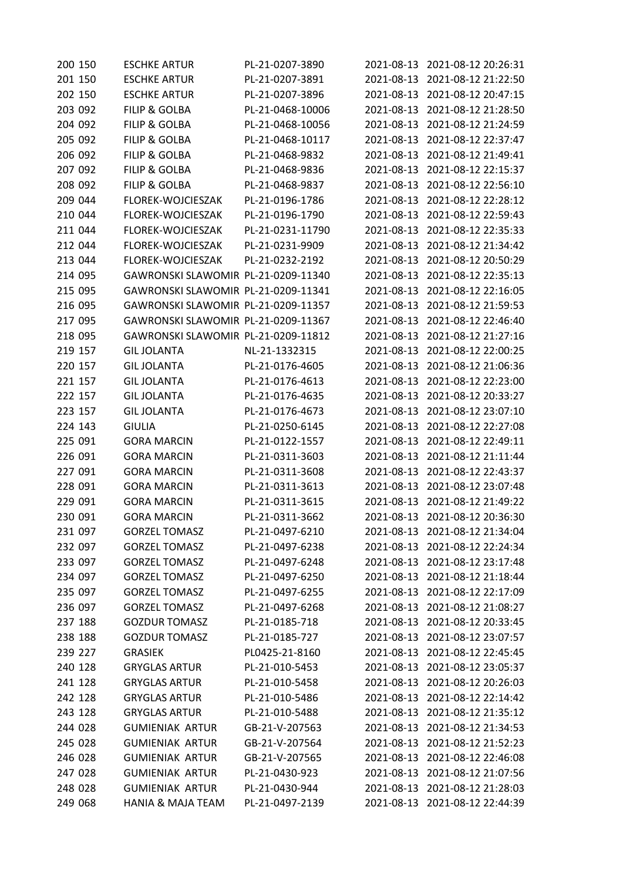| | | | | | |
|---|---|---|---|---|---|
| 200 | 150 | ESCHKE ARTUR | PL-21-0207-3890 | 2021-08-13 | 2021-08-12 20:26:31 |
| 201 | 150 | ESCHKE ARTUR | PL-21-0207-3891 | 2021-08-13 | 2021-08-12 21:22:50 |
| 202 | 150 | ESCHKE ARTUR | PL-21-0207-3896 | 2021-08-13 | 2021-08-12 20:47:15 |
| 203 | 092 | FILIP & GOLBA | PL-21-0468-10006 | 2021-08-13 | 2021-08-12 21:28:50 |
| 204 | 092 | FILIP & GOLBA | PL-21-0468-10056 | 2021-08-13 | 2021-08-12 21:24:59 |
| 205 | 092 | FILIP & GOLBA | PL-21-0468-10117 | 2021-08-13 | 2021-08-12 22:37:47 |
| 206 | 092 | FILIP & GOLBA | PL-21-0468-9832 | 2021-08-13 | 2021-08-12 21:49:41 |
| 207 | 092 | FILIP & GOLBA | PL-21-0468-9836 | 2021-08-13 | 2021-08-12 22:15:37 |
| 208 | 092 | FILIP & GOLBA | PL-21-0468-9837 | 2021-08-13 | 2021-08-12 22:56:10 |
| 209 | 044 | FLOREK-WOJCIESZAK | PL-21-0196-1786 | 2021-08-13 | 2021-08-12 22:28:12 |
| 210 | 044 | FLOREK-WOJCIESZAK | PL-21-0196-1790 | 2021-08-13 | 2021-08-12 22:59:43 |
| 211 | 044 | FLOREK-WOJCIESZAK | PL-21-0231-11790 | 2021-08-13 | 2021-08-12 22:35:33 |
| 212 | 044 | FLOREK-WOJCIESZAK | PL-21-0231-9909 | 2021-08-13 | 2021-08-12 21:34:42 |
| 213 | 044 | FLOREK-WOJCIESZAK | PL-21-0232-2192 | 2021-08-13 | 2021-08-12 20:50:29 |
| 214 | 095 | GAWRONSKI SLAWOMIR | PL-21-0209-11340 | 2021-08-13 | 2021-08-12 22:35:13 |
| 215 | 095 | GAWRONSKI SLAWOMIR | PL-21-0209-11341 | 2021-08-13 | 2021-08-12 22:16:05 |
| 216 | 095 | GAWRONSKI SLAWOMIR | PL-21-0209-11357 | 2021-08-13 | 2021-08-12 21:59:53 |
| 217 | 095 | GAWRONSKI SLAWOMIR | PL-21-0209-11367 | 2021-08-13 | 2021-08-12 22:46:40 |
| 218 | 095 | GAWRONSKI SLAWOMIR | PL-21-0209-11812 | 2021-08-13 | 2021-08-12 21:27:16 |
| 219 | 157 | GIL JOLANTA | NL-21-1332315 | 2021-08-13 | 2021-08-12 22:00:25 |
| 220 | 157 | GIL JOLANTA | PL-21-0176-4605 | 2021-08-13 | 2021-08-12 21:06:36 |
| 221 | 157 | GIL JOLANTA | PL-21-0176-4613 | 2021-08-13 | 2021-08-12 22:23:00 |
| 222 | 157 | GIL JOLANTA | PL-21-0176-4635 | 2021-08-13 | 2021-08-12 20:33:27 |
| 223 | 157 | GIL JOLANTA | PL-21-0176-4673 | 2021-08-13 | 2021-08-12 23:07:10 |
| 224 | 143 | GIULIA | PL-21-0250-6145 | 2021-08-13 | 2021-08-12 22:27:08 |
| 225 | 091 | GORA MARCIN | PL-21-0122-1557 | 2021-08-13 | 2021-08-12 22:49:11 |
| 226 | 091 | GORA MARCIN | PL-21-0311-3603 | 2021-08-13 | 2021-08-12 21:11:44 |
| 227 | 091 | GORA MARCIN | PL-21-0311-3608 | 2021-08-13 | 2021-08-12 22:43:37 |
| 228 | 091 | GORA MARCIN | PL-21-0311-3613 | 2021-08-13 | 2021-08-12 23:07:48 |
| 229 | 091 | GORA MARCIN | PL-21-0311-3615 | 2021-08-13 | 2021-08-12 21:49:22 |
| 230 | 091 | GORA MARCIN | PL-21-0311-3662 | 2021-08-13 | 2021-08-12 20:36:30 |
| 231 | 097 | GORZEL TOMASZ | PL-21-0497-6210 | 2021-08-13 | 2021-08-12 21:34:04 |
| 232 | 097 | GORZEL TOMASZ | PL-21-0497-6238 | 2021-08-13 | 2021-08-12 22:24:34 |
| 233 | 097 | GORZEL TOMASZ | PL-21-0497-6248 | 2021-08-13 | 2021-08-12 23:17:48 |
| 234 | 097 | GORZEL TOMASZ | PL-21-0497-6250 | 2021-08-13 | 2021-08-12 21:18:44 |
| 235 | 097 | GORZEL TOMASZ | PL-21-0497-6255 | 2021-08-13 | 2021-08-12 22:17:09 |
| 236 | 097 | GORZEL TOMASZ | PL-21-0497-6268 | 2021-08-13 | 2021-08-12 21:08:27 |
| 237 | 188 | GOZDUR TOMASZ | PL-21-0185-718 | 2021-08-13 | 2021-08-12 20:33:45 |
| 238 | 188 | GOZDUR TOMASZ | PL-21-0185-727 | 2021-08-13 | 2021-08-12 23:07:57 |
| 239 | 227 | GRASIEK | PL0425-21-8160 | 2021-08-13 | 2021-08-12 22:45:45 |
| 240 | 128 | GRYGLAS ARTUR | PL-21-010-5453 | 2021-08-13 | 2021-08-12 23:05:37 |
| 241 | 128 | GRYGLAS ARTUR | PL-21-010-5458 | 2021-08-13 | 2021-08-12 20:26:03 |
| 242 | 128 | GRYGLAS ARTUR | PL-21-010-5486 | 2021-08-13 | 2021-08-12 22:14:42 |
| 243 | 128 | GRYGLAS ARTUR | PL-21-010-5488 | 2021-08-13 | 2021-08-12 21:35:12 |
| 244 | 028 | GUMIENIAK ARTUR | GB-21-V-207563 | 2021-08-13 | 2021-08-12 21:34:53 |
| 245 | 028 | GUMIENIAK ARTUR | GB-21-V-207564 | 2021-08-13 | 2021-08-12 21:52:23 |
| 246 | 028 | GUMIENIAK ARTUR | GB-21-V-207565 | 2021-08-13 | 2021-08-12 22:46:08 |
| 247 | 028 | GUMIENIAK ARTUR | PL-21-0430-923 | 2021-08-13 | 2021-08-12 21:07:56 |
| 248 | 028 | GUMIENIAK ARTUR | PL-21-0430-944 | 2021-08-13 | 2021-08-12 21:28:03 |
| 249 | 068 | HANIA & MAJA TEAM | PL-21-0497-2139 | 2021-08-13 | 2021-08-12 22:44:39 |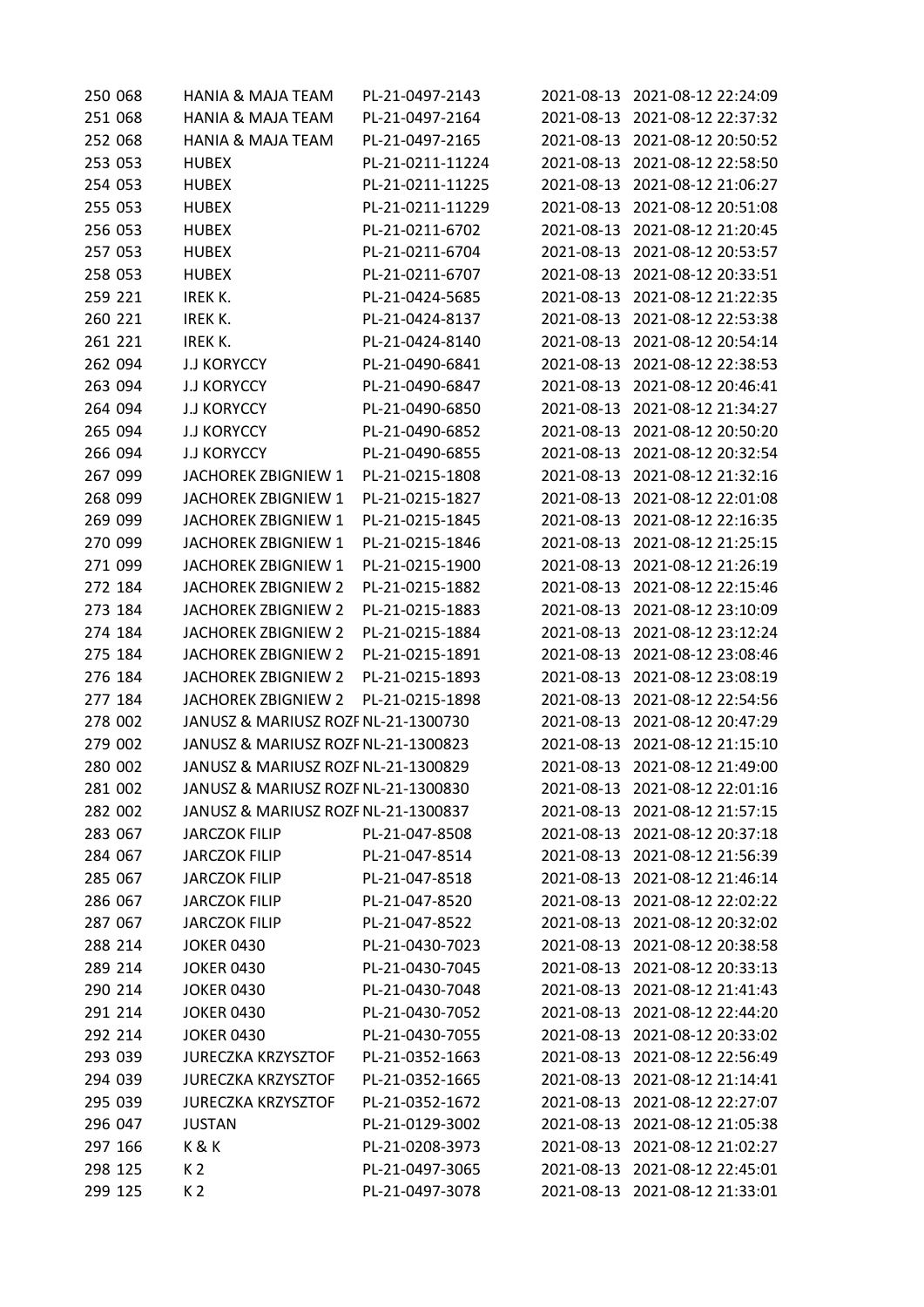| | | | | |
|---|---|---|---|---|
| 250 068 | HANIA & MAJA TEAM | PL-21-0497-2143 | 2021-08-13 | 2021-08-12 22:24:09 |
| 251 068 | HANIA & MAJA TEAM | PL-21-0497-2164 | 2021-08-13 | 2021-08-12 22:37:32 |
| 252 068 | HANIA & MAJA TEAM | PL-21-0497-2165 | 2021-08-13 | 2021-08-12 20:50:52 |
| 253 053 | HUBEX | PL-21-0211-11224 | 2021-08-13 | 2021-08-12 22:58:50 |
| 254 053 | HUBEX | PL-21-0211-11225 | 2021-08-13 | 2021-08-12 21:06:27 |
| 255 053 | HUBEX | PL-21-0211-11229 | 2021-08-13 | 2021-08-12 20:51:08 |
| 256 053 | HUBEX | PL-21-0211-6702 | 2021-08-13 | 2021-08-12 21:20:45 |
| 257 053 | HUBEX | PL-21-0211-6704 | 2021-08-13 | 2021-08-12 20:53:57 |
| 258 053 | HUBEX | PL-21-0211-6707 | 2021-08-13 | 2021-08-12 20:33:51 |
| 259 221 | IREK K. | PL-21-0424-5685 | 2021-08-13 | 2021-08-12 21:22:35 |
| 260 221 | IREK K. | PL-21-0424-8137 | 2021-08-13 | 2021-08-12 22:53:38 |
| 261 221 | IREK K. | PL-21-0424-8140 | 2021-08-13 | 2021-08-12 20:54:14 |
| 262 094 | J.J KORYCCY | PL-21-0490-6841 | 2021-08-13 | 2021-08-12 22:38:53 |
| 263 094 | J.J KORYCCY | PL-21-0490-6847 | 2021-08-13 | 2021-08-12 20:46:41 |
| 264 094 | J.J KORYCCY | PL-21-0490-6850 | 2021-08-13 | 2021-08-12 21:34:27 |
| 265 094 | J.J KORYCCY | PL-21-0490-6852 | 2021-08-13 | 2021-08-12 20:50:20 |
| 266 094 | J.J KORYCCY | PL-21-0490-6855 | 2021-08-13 | 2021-08-12 20:32:54 |
| 267 099 | JACHOREK ZBIGNIEW 1 | PL-21-0215-1808 | 2021-08-13 | 2021-08-12 21:32:16 |
| 268 099 | JACHOREK ZBIGNIEW 1 | PL-21-0215-1827 | 2021-08-13 | 2021-08-12 22:01:08 |
| 269 099 | JACHOREK ZBIGNIEW 1 | PL-21-0215-1845 | 2021-08-13 | 2021-08-12 22:16:35 |
| 270 099 | JACHOREK ZBIGNIEW 1 | PL-21-0215-1846 | 2021-08-13 | 2021-08-12 21:25:15 |
| 271 099 | JACHOREK ZBIGNIEW 1 | PL-21-0215-1900 | 2021-08-13 | 2021-08-12 21:26:19 |
| 272 184 | JACHOREK ZBIGNIEW 2 | PL-21-0215-1882 | 2021-08-13 | 2021-08-12 22:15:46 |
| 273 184 | JACHOREK ZBIGNIEW 2 | PL-21-0215-1883 | 2021-08-13 | 2021-08-12 23:10:09 |
| 274 184 | JACHOREK ZBIGNIEW 2 | PL-21-0215-1884 | 2021-08-13 | 2021-08-12 23:12:24 |
| 275 184 | JACHOREK ZBIGNIEW 2 | PL-21-0215-1891 | 2021-08-13 | 2021-08-12 23:08:46 |
| 276 184 | JACHOREK ZBIGNIEW 2 | PL-21-0215-1893 | 2021-08-13 | 2021-08-12 23:08:19 |
| 277 184 | JACHOREK ZBIGNIEW 2 | PL-21-0215-1898 | 2021-08-13 | 2021-08-12 22:54:56 |
| 278 002 | JANUSZ & MARIUSZ ROZE | NL-21-1300730 | 2021-08-13 | 2021-08-12 20:47:29 |
| 279 002 | JANUSZ & MARIUSZ ROZE | NL-21-1300823 | 2021-08-13 | 2021-08-12 21:15:10 |
| 280 002 | JANUSZ & MARIUSZ ROZE | NL-21-1300829 | 2021-08-13 | 2021-08-12 21:49:00 |
| 281 002 | JANUSZ & MARIUSZ ROZE | NL-21-1300830 | 2021-08-13 | 2021-08-12 22:01:16 |
| 282 002 | JANUSZ & MARIUSZ ROZE | NL-21-1300837 | 2021-08-13 | 2021-08-12 21:57:15 |
| 283 067 | JARCZOK FILIP | PL-21-047-8508 | 2021-08-13 | 2021-08-12 20:37:18 |
| 284 067 | JARCZOK FILIP | PL-21-047-8514 | 2021-08-13 | 2021-08-12 21:56:39 |
| 285 067 | JARCZOK FILIP | PL-21-047-8518 | 2021-08-13 | 2021-08-12 21:46:14 |
| 286 067 | JARCZOK FILIP | PL-21-047-8520 | 2021-08-13 | 2021-08-12 22:02:22 |
| 287 067 | JARCZOK FILIP | PL-21-047-8522 | 2021-08-13 | 2021-08-12 20:32:02 |
| 288 214 | JOKER 0430 | PL-21-0430-7023 | 2021-08-13 | 2021-08-12 20:38:58 |
| 289 214 | JOKER 0430 | PL-21-0430-7045 | 2021-08-13 | 2021-08-12 20:33:13 |
| 290 214 | JOKER 0430 | PL-21-0430-7048 | 2021-08-13 | 2021-08-12 21:41:43 |
| 291 214 | JOKER 0430 | PL-21-0430-7052 | 2021-08-13 | 2021-08-12 22:44:20 |
| 292 214 | JOKER 0430 | PL-21-0430-7055 | 2021-08-13 | 2021-08-12 20:33:02 |
| 293 039 | JURECZKA KRZYSZTOF | PL-21-0352-1663 | 2021-08-13 | 2021-08-12 22:56:49 |
| 294 039 | JURECZKA KRZYSZTOF | PL-21-0352-1665 | 2021-08-13 | 2021-08-12 21:14:41 |
| 295 039 | JURECZKA KRZYSZTOF | PL-21-0352-1672 | 2021-08-13 | 2021-08-12 22:27:07 |
| 296 047 | JUSTAN | PL-21-0129-3002 | 2021-08-13 | 2021-08-12 21:05:38 |
| 297 166 | K & K | PL-21-0208-3973 | 2021-08-13 | 2021-08-12 21:02:27 |
| 298 125 | K 2 | PL-21-0497-3065 | 2021-08-13 | 2021-08-12 22:45:01 |
| 299 125 | K 2 | PL-21-0497-3078 | 2021-08-13 | 2021-08-12 21:33:01 |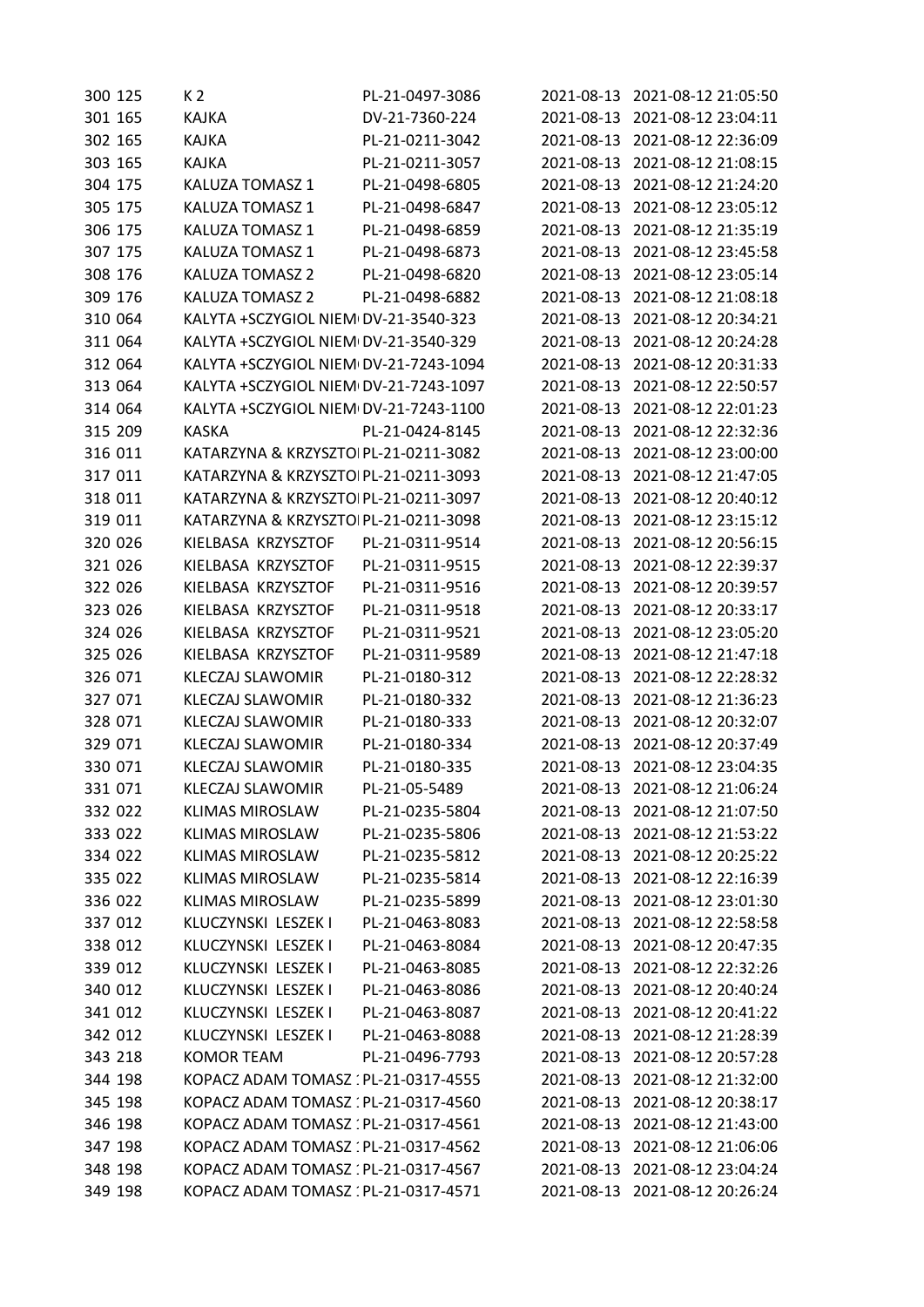| | | | | | |
|---|---|---|---|---|---|
| 300 | 125 | K 2 | PL-21-0497-3086 | 2021-08-13 | 2021-08-12 21:05:50 |
| 301 | 165 | KAJKA | DV-21-7360-224 | 2021-08-13 | 2021-08-12 23:04:11 |
| 302 | 165 | KAJKA | PL-21-0211-3042 | 2021-08-13 | 2021-08-12 22:36:09 |
| 303 | 165 | KAJKA | PL-21-0211-3057 | 2021-08-13 | 2021-08-12 21:08:15 |
| 304 | 175 | KALUZA TOMASZ 1 | PL-21-0498-6805 | 2021-08-13 | 2021-08-12 21:24:20 |
| 305 | 175 | KALUZA TOMASZ 1 | PL-21-0498-6847 | 2021-08-13 | 2021-08-12 23:05:12 |
| 306 | 175 | KALUZA TOMASZ 1 | PL-21-0498-6859 | 2021-08-13 | 2021-08-12 21:35:19 |
| 307 | 175 | KALUZA TOMASZ 1 | PL-21-0498-6873 | 2021-08-13 | 2021-08-12 23:45:58 |
| 308 | 176 | KALUZA TOMASZ 2 | PL-21-0498-6820 | 2021-08-13 | 2021-08-12 23:05:14 |
| 309 | 176 | KALUZA TOMASZ 2 | PL-21-0498-6882 | 2021-08-13 | 2021-08-12 21:08:18 |
| 310 | 064 | KALYTA +SCZYGIOL NIEM | DV-21-3540-323 | 2021-08-13 | 2021-08-12 20:34:21 |
| 311 | 064 | KALYTA +SCZYGIOL NIEM | DV-21-3540-329 | 2021-08-13 | 2021-08-12 20:24:28 |
| 312 | 064 | KALYTA +SCZYGIOL NIEM | DV-21-7243-1094 | 2021-08-13 | 2021-08-12 20:31:33 |
| 313 | 064 | KALYTA +SCZYGIOL NIEM | DV-21-7243-1097 | 2021-08-13 | 2021-08-12 22:50:57 |
| 314 | 064 | KALYTA +SCZYGIOL NIEM | DV-21-7243-1100 | 2021-08-13 | 2021-08-12 22:01:23 |
| 315 | 209 | KASKA | PL-21-0424-8145 | 2021-08-13 | 2021-08-12 22:32:36 |
| 316 | 011 | KATARZYNA & KRZYSZTO | PL-21-0211-3082 | 2021-08-13 | 2021-08-12 23:00:00 |
| 317 | 011 | KATARZYNA & KRZYSZTO | PL-21-0211-3093 | 2021-08-13 | 2021-08-12 21:47:05 |
| 318 | 011 | KATARZYNA & KRZYSZTO | PL-21-0211-3097 | 2021-08-13 | 2021-08-12 20:40:12 |
| 319 | 011 | KATARZYNA & KRZYSZTO | PL-21-0211-3098 | 2021-08-13 | 2021-08-12 23:15:12 |
| 320 | 026 | KIELBASA KRZYSZTOF | PL-21-0311-9514 | 2021-08-13 | 2021-08-12 20:56:15 |
| 321 | 026 | KIELBASA KRZYSZTOF | PL-21-0311-9515 | 2021-08-13 | 2021-08-12 22:39:37 |
| 322 | 026 | KIELBASA KRZYSZTOF | PL-21-0311-9516 | 2021-08-13 | 2021-08-12 20:39:57 |
| 323 | 026 | KIELBASA KRZYSZTOF | PL-21-0311-9518 | 2021-08-13 | 2021-08-12 20:33:17 |
| 324 | 026 | KIELBASA KRZYSZTOF | PL-21-0311-9521 | 2021-08-13 | 2021-08-12 23:05:20 |
| 325 | 026 | KIELBASA KRZYSZTOF | PL-21-0311-9589 | 2021-08-13 | 2021-08-12 21:47:18 |
| 326 | 071 | KLECZAJ SLAWOMIR | PL-21-0180-312 | 2021-08-13 | 2021-08-12 22:28:32 |
| 327 | 071 | KLECZAJ SLAWOMIR | PL-21-0180-332 | 2021-08-13 | 2021-08-12 21:36:23 |
| 328 | 071 | KLECZAJ SLAWOMIR | PL-21-0180-333 | 2021-08-13 | 2021-08-12 20:32:07 |
| 329 | 071 | KLECZAJ SLAWOMIR | PL-21-0180-334 | 2021-08-13 | 2021-08-12 20:37:49 |
| 330 | 071 | KLECZAJ SLAWOMIR | PL-21-0180-335 | 2021-08-13 | 2021-08-12 23:04:35 |
| 331 | 071 | KLECZAJ SLAWOMIR | PL-21-05-5489 | 2021-08-13 | 2021-08-12 21:06:24 |
| 332 | 022 | KLIMAS MIROSLAW | PL-21-0235-5804 | 2021-08-13 | 2021-08-12 21:07:50 |
| 333 | 022 | KLIMAS MIROSLAW | PL-21-0235-5806 | 2021-08-13 | 2021-08-12 21:53:22 |
| 334 | 022 | KLIMAS MIROSLAW | PL-21-0235-5812 | 2021-08-13 | 2021-08-12 20:25:22 |
| 335 | 022 | KLIMAS MIROSLAW | PL-21-0235-5814 | 2021-08-13 | 2021-08-12 22:16:39 |
| 336 | 022 | KLIMAS MIROSLAW | PL-21-0235-5899 | 2021-08-13 | 2021-08-12 23:01:30 |
| 337 | 012 | KLUCZYNSKI LESZEK I | PL-21-0463-8083 | 2021-08-13 | 2021-08-12 22:58:58 |
| 338 | 012 | KLUCZYNSKI LESZEK I | PL-21-0463-8084 | 2021-08-13 | 2021-08-12 20:47:35 |
| 339 | 012 | KLUCZYNSKI LESZEK I | PL-21-0463-8085 | 2021-08-13 | 2021-08-12 22:32:26 |
| 340 | 012 | KLUCZYNSKI LESZEK I | PL-21-0463-8086 | 2021-08-13 | 2021-08-12 20:40:24 |
| 341 | 012 | KLUCZYNSKI LESZEK I | PL-21-0463-8087 | 2021-08-13 | 2021-08-12 20:41:22 |
| 342 | 012 | KLUCZYNSKI LESZEK I | PL-21-0463-8088 | 2021-08-13 | 2021-08-12 21:28:39 |
| 343 | 218 | KOMOR TEAM | PL-21-0496-7793 | 2021-08-13 | 2021-08-12 20:57:28 |
| 344 | 198 | KOPACZ ADAM TOMASZ : | PL-21-0317-4555 | 2021-08-13 | 2021-08-12 21:32:00 |
| 345 | 198 | KOPACZ ADAM TOMASZ : | PL-21-0317-4560 | 2021-08-13 | 2021-08-12 20:38:17 |
| 346 | 198 | KOPACZ ADAM TOMASZ : | PL-21-0317-4561 | 2021-08-13 | 2021-08-12 21:43:00 |
| 347 | 198 | KOPACZ ADAM TOMASZ : | PL-21-0317-4562 | 2021-08-13 | 2021-08-12 21:06:06 |
| 348 | 198 | KOPACZ ADAM TOMASZ : | PL-21-0317-4567 | 2021-08-13 | 2021-08-12 23:04:24 |
| 349 | 198 | KOPACZ ADAM TOMASZ : | PL-21-0317-4571 | 2021-08-13 | 2021-08-12 20:26:24 |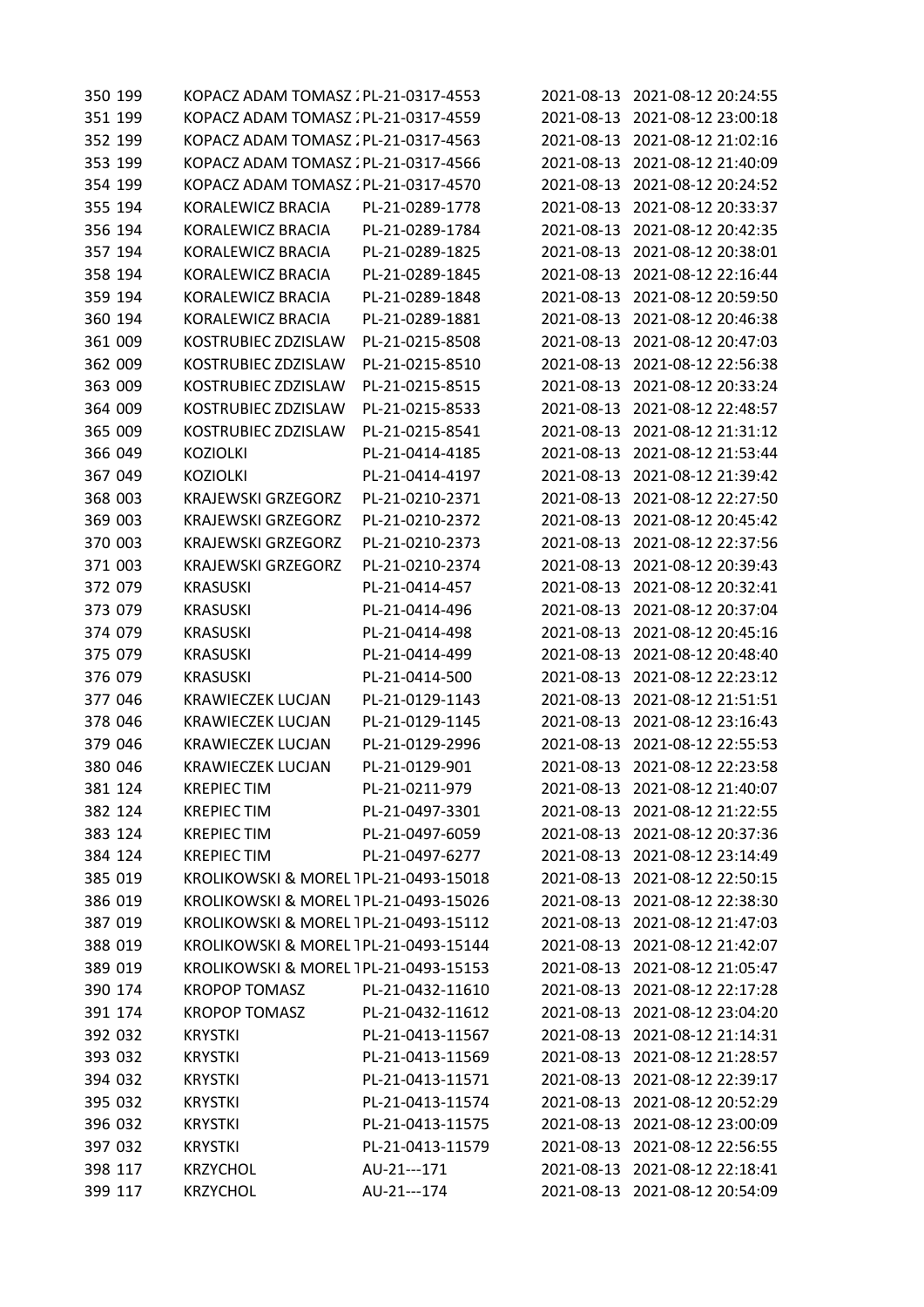| | | | | | |
|---|---|---|---|---|---|
| 350 | 199 | KOPACZ ADAM TOMASZ ; | PL-21-0317-4553 | 2021-08-13 | 2021-08-12 20:24:55 |
| 351 | 199 | KOPACZ ADAM TOMASZ ; | PL-21-0317-4559 | 2021-08-13 | 2021-08-12 23:00:18 |
| 352 | 199 | KOPACZ ADAM TOMASZ ; | PL-21-0317-4563 | 2021-08-13 | 2021-08-12 21:02:16 |
| 353 | 199 | KOPACZ ADAM TOMASZ ; | PL-21-0317-4566 | 2021-08-13 | 2021-08-12 21:40:09 |
| 354 | 199 | KOPACZ ADAM TOMASZ ; | PL-21-0317-4570 | 2021-08-13 | 2021-08-12 20:24:52 |
| 355 | 194 | KORALEWICZ BRACIA | PL-21-0289-1778 | 2021-08-13 | 2021-08-12 20:33:37 |
| 356 | 194 | KORALEWICZ BRACIA | PL-21-0289-1784 | 2021-08-13 | 2021-08-12 20:42:35 |
| 357 | 194 | KORALEWICZ BRACIA | PL-21-0289-1825 | 2021-08-13 | 2021-08-12 20:38:01 |
| 358 | 194 | KORALEWICZ BRACIA | PL-21-0289-1845 | 2021-08-13 | 2021-08-12 22:16:44 |
| 359 | 194 | KORALEWICZ BRACIA | PL-21-0289-1848 | 2021-08-13 | 2021-08-12 20:59:50 |
| 360 | 194 | KORALEWICZ BRACIA | PL-21-0289-1881 | 2021-08-13 | 2021-08-12 20:46:38 |
| 361 | 009 | KOSTRUBIEC ZDZISLAW | PL-21-0215-8508 | 2021-08-13 | 2021-08-12 20:47:03 |
| 362 | 009 | KOSTRUBIEC ZDZISLAW | PL-21-0215-8510 | 2021-08-13 | 2021-08-12 22:56:38 |
| 363 | 009 | KOSTRUBIEC ZDZISLAW | PL-21-0215-8515 | 2021-08-13 | 2021-08-12 20:33:24 |
| 364 | 009 | KOSTRUBIEC ZDZISLAW | PL-21-0215-8533 | 2021-08-13 | 2021-08-12 22:48:57 |
| 365 | 009 | KOSTRUBIEC ZDZISLAW | PL-21-0215-8541 | 2021-08-13 | 2021-08-12 21:31:12 |
| 366 | 049 | KOZIOLKI | PL-21-0414-4185 | 2021-08-13 | 2021-08-12 21:53:44 |
| 367 | 049 | KOZIOLKI | PL-21-0414-4197 | 2021-08-13 | 2021-08-12 21:39:42 |
| 368 | 003 | KRAJEWSKI GRZEGORZ | PL-21-0210-2371 | 2021-08-13 | 2021-08-12 22:27:50 |
| 369 | 003 | KRAJEWSKI GRZEGORZ | PL-21-0210-2372 | 2021-08-13 | 2021-08-12 20:45:42 |
| 370 | 003 | KRAJEWSKI GRZEGORZ | PL-21-0210-2373 | 2021-08-13 | 2021-08-12 22:37:56 |
| 371 | 003 | KRAJEWSKI GRZEGORZ | PL-21-0210-2374 | 2021-08-13 | 2021-08-12 20:39:43 |
| 372 | 079 | KRASUSKI | PL-21-0414-457 | 2021-08-13 | 2021-08-12 20:32:41 |
| 373 | 079 | KRASUSKI | PL-21-0414-496 | 2021-08-13 | 2021-08-12 20:37:04 |
| 374 | 079 | KRASUSKI | PL-21-0414-498 | 2021-08-13 | 2021-08-12 20:45:16 |
| 375 | 079 | KRASUSKI | PL-21-0414-499 | 2021-08-13 | 2021-08-12 20:48:40 |
| 376 | 079 | KRASUSKI | PL-21-0414-500 | 2021-08-13 | 2021-08-12 22:23:12 |
| 377 | 046 | KRAWIECZEK LUCJAN | PL-21-0129-1143 | 2021-08-13 | 2021-08-12 21:51:51 |
| 378 | 046 | KRAWIECZEK LUCJAN | PL-21-0129-1145 | 2021-08-13 | 2021-08-12 23:16:43 |
| 379 | 046 | KRAWIECZEK LUCJAN | PL-21-0129-2996 | 2021-08-13 | 2021-08-12 22:55:53 |
| 380 | 046 | KRAWIECZEK LUCJAN | PL-21-0129-901 | 2021-08-13 | 2021-08-12 22:23:58 |
| 381 | 124 | KREPIEC TIM | PL-21-0211-979 | 2021-08-13 | 2021-08-12 21:40:07 |
| 382 | 124 | KREPIEC TIM | PL-21-0497-3301 | 2021-08-13 | 2021-08-12 21:22:55 |
| 383 | 124 | KREPIEC TIM | PL-21-0497-6059 | 2021-08-13 | 2021-08-12 20:37:36 |
| 384 | 124 | KREPIEC TIM | PL-21-0497-6277 | 2021-08-13 | 2021-08-12 23:14:49 |
| 385 | 019 | KROLIKOWSKI & MOREL T | PL-21-0493-15018 | 2021-08-13 | 2021-08-12 22:50:15 |
| 386 | 019 | KROLIKOWSKI & MOREL T | PL-21-0493-15026 | 2021-08-13 | 2021-08-12 22:38:30 |
| 387 | 019 | KROLIKOWSKI & MOREL T | PL-21-0493-15112 | 2021-08-13 | 2021-08-12 21:47:03 |
| 388 | 019 | KROLIKOWSKI & MOREL T | PL-21-0493-15144 | 2021-08-13 | 2021-08-12 21:42:07 |
| 389 | 019 | KROLIKOWSKI & MOREL T | PL-21-0493-15153 | 2021-08-13 | 2021-08-12 21:05:47 |
| 390 | 174 | KROPOP TOMASZ | PL-21-0432-11610 | 2021-08-13 | 2021-08-12 22:17:28 |
| 391 | 174 | KROPOP TOMASZ | PL-21-0432-11612 | 2021-08-13 | 2021-08-12 23:04:20 |
| 392 | 032 | KRYSTKI | PL-21-0413-11567 | 2021-08-13 | 2021-08-12 21:14:31 |
| 393 | 032 | KRYSTKI | PL-21-0413-11569 | 2021-08-13 | 2021-08-12 21:28:57 |
| 394 | 032 | KRYSTKI | PL-21-0413-11571 | 2021-08-13 | 2021-08-12 22:39:17 |
| 395 | 032 | KRYSTKI | PL-21-0413-11574 | 2021-08-13 | 2021-08-12 20:52:29 |
| 396 | 032 | KRYSTKI | PL-21-0413-11575 | 2021-08-13 | 2021-08-12 23:00:09 |
| 397 | 032 | KRYSTKI | PL-21-0413-11579 | 2021-08-13 | 2021-08-12 22:56:55 |
| 398 | 117 | KRZYCHOL | AU-21---171 | 2021-08-13 | 2021-08-12 22:18:41 |
| 399 | 117 | KRZYCHOL | AU-21---174 | 2021-08-13 | 2021-08-12 20:54:09 |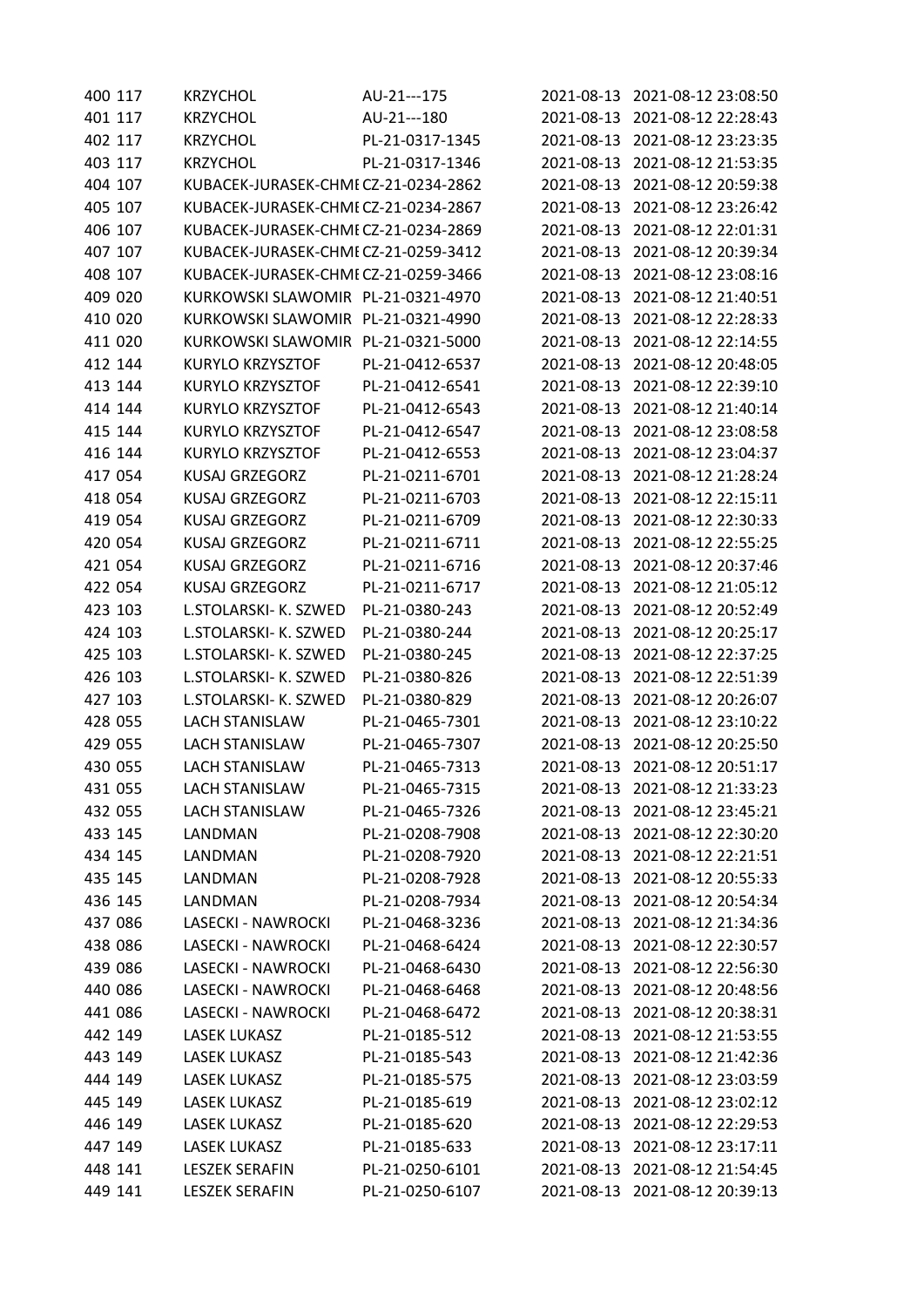| | | | | | |
|---|---|---|---|---|---|
| 400 | 117 | KRZYCHOL | AU-21---175 | 2021-08-13 | 2021-08-12 23:08:50 |
| 401 | 117 | KRZYCHOL | AU-21---180 | 2021-08-13 | 2021-08-12 22:28:43 |
| 402 | 117 | KRZYCHOL | PL-21-0317-1345 | 2021-08-13 | 2021-08-12 23:23:35 |
| 403 | 117 | KRZYCHOL | PL-21-0317-1346 | 2021-08-13 | 2021-08-12 21:53:35 |
| 404 | 107 | KUBACEK-JURASEK-CHMI | CZ-21-0234-2862 | 2021-08-13 | 2021-08-12 20:59:38 |
| 405 | 107 | KUBACEK-JURASEK-CHMI | CZ-21-0234-2867 | 2021-08-13 | 2021-08-12 23:26:42 |
| 406 | 107 | KUBACEK-JURASEK-CHMI | CZ-21-0234-2869 | 2021-08-13 | 2021-08-12 22:01:31 |
| 407 | 107 | KUBACEK-JURASEK-CHMI | CZ-21-0259-3412 | 2021-08-13 | 2021-08-12 20:39:34 |
| 408 | 107 | KUBACEK-JURASEK-CHMI | CZ-21-0259-3466 | 2021-08-13 | 2021-08-12 23:08:16 |
| 409 | 020 | KURKOWSKI SLAWOMIR | PL-21-0321-4970 | 2021-08-13 | 2021-08-12 21:40:51 |
| 410 | 020 | KURKOWSKI SLAWOMIR | PL-21-0321-4990 | 2021-08-13 | 2021-08-12 22:28:33 |
| 411 | 020 | KURKOWSKI SLAWOMIR | PL-21-0321-5000 | 2021-08-13 | 2021-08-12 22:14:55 |
| 412 | 144 | KURYLO KRZYSZTOF | PL-21-0412-6537 | 2021-08-13 | 2021-08-12 20:48:05 |
| 413 | 144 | KURYLO KRZYSZTOF | PL-21-0412-6541 | 2021-08-13 | 2021-08-12 22:39:10 |
| 414 | 144 | KURYLO KRZYSZTOF | PL-21-0412-6543 | 2021-08-13 | 2021-08-12 21:40:14 |
| 415 | 144 | KURYLO KRZYSZTOF | PL-21-0412-6547 | 2021-08-13 | 2021-08-12 23:08:58 |
| 416 | 144 | KURYLO KRZYSZTOF | PL-21-0412-6553 | 2021-08-13 | 2021-08-12 23:04:37 |
| 417 | 054 | KUSAJ GRZEGORZ | PL-21-0211-6701 | 2021-08-13 | 2021-08-12 21:28:24 |
| 418 | 054 | KUSAJ GRZEGORZ | PL-21-0211-6703 | 2021-08-13 | 2021-08-12 22:15:11 |
| 419 | 054 | KUSAJ GRZEGORZ | PL-21-0211-6709 | 2021-08-13 | 2021-08-12 22:30:33 |
| 420 | 054 | KUSAJ GRZEGORZ | PL-21-0211-6711 | 2021-08-13 | 2021-08-12 22:55:25 |
| 421 | 054 | KUSAJ GRZEGORZ | PL-21-0211-6716 | 2021-08-13 | 2021-08-12 20:37:46 |
| 422 | 054 | KUSAJ GRZEGORZ | PL-21-0211-6717 | 2021-08-13 | 2021-08-12 21:05:12 |
| 423 | 103 | L.STOLARSKI- K. SZWED | PL-21-0380-243 | 2021-08-13 | 2021-08-12 20:52:49 |
| 424 | 103 | L.STOLARSKI- K. SZWED | PL-21-0380-244 | 2021-08-13 | 2021-08-12 20:25:17 |
| 425 | 103 | L.STOLARSKI- K. SZWED | PL-21-0380-245 | 2021-08-13 | 2021-08-12 22:37:25 |
| 426 | 103 | L.STOLARSKI- K. SZWED | PL-21-0380-826 | 2021-08-13 | 2021-08-12 22:51:39 |
| 427 | 103 | L.STOLARSKI- K. SZWED | PL-21-0380-829 | 2021-08-13 | 2021-08-12 20:26:07 |
| 428 | 055 | LACH STANISLAW | PL-21-0465-7301 | 2021-08-13 | 2021-08-12 23:10:22 |
| 429 | 055 | LACH STANISLAW | PL-21-0465-7307 | 2021-08-13 | 2021-08-12 20:25:50 |
| 430 | 055 | LACH STANISLAW | PL-21-0465-7313 | 2021-08-13 | 2021-08-12 20:51:17 |
| 431 | 055 | LACH STANISLAW | PL-21-0465-7315 | 2021-08-13 | 2021-08-12 21:33:23 |
| 432 | 055 | LACH STANISLAW | PL-21-0465-7326 | 2021-08-13 | 2021-08-12 23:45:21 |
| 433 | 145 | LANDMAN | PL-21-0208-7908 | 2021-08-13 | 2021-08-12 22:30:20 |
| 434 | 145 | LANDMAN | PL-21-0208-7920 | 2021-08-13 | 2021-08-12 22:21:51 |
| 435 | 145 | LANDMAN | PL-21-0208-7928 | 2021-08-13 | 2021-08-12 20:55:33 |
| 436 | 145 | LANDMAN | PL-21-0208-7934 | 2021-08-13 | 2021-08-12 20:54:34 |
| 437 | 086 | LASECKI - NAWROCKI | PL-21-0468-3236 | 2021-08-13 | 2021-08-12 21:34:36 |
| 438 | 086 | LASECKI - NAWROCKI | PL-21-0468-6424 | 2021-08-13 | 2021-08-12 22:30:57 |
| 439 | 086 | LASECKI - NAWROCKI | PL-21-0468-6430 | 2021-08-13 | 2021-08-12 22:56:30 |
| 440 | 086 | LASECKI - NAWROCKI | PL-21-0468-6468 | 2021-08-13 | 2021-08-12 20:48:56 |
| 441 | 086 | LASECKI - NAWROCKI | PL-21-0468-6472 | 2021-08-13 | 2021-08-12 20:38:31 |
| 442 | 149 | LASEK LUKASZ | PL-21-0185-512 | 2021-08-13 | 2021-08-12 21:53:55 |
| 443 | 149 | LASEK LUKASZ | PL-21-0185-543 | 2021-08-13 | 2021-08-12 21:42:36 |
| 444 | 149 | LASEK LUKASZ | PL-21-0185-575 | 2021-08-13 | 2021-08-12 23:03:59 |
| 445 | 149 | LASEK LUKASZ | PL-21-0185-619 | 2021-08-13 | 2021-08-12 23:02:12 |
| 446 | 149 | LASEK LUKASZ | PL-21-0185-620 | 2021-08-13 | 2021-08-12 22:29:53 |
| 447 | 149 | LASEK LUKASZ | PL-21-0185-633 | 2021-08-13 | 2021-08-12 23:17:11 |
| 448 | 141 | LESZEK SERAFIN | PL-21-0250-6101 | 2021-08-13 | 2021-08-12 21:54:45 |
| 449 | 141 | LESZEK SERAFIN | PL-21-0250-6107 | 2021-08-13 | 2021-08-12 20:39:13 |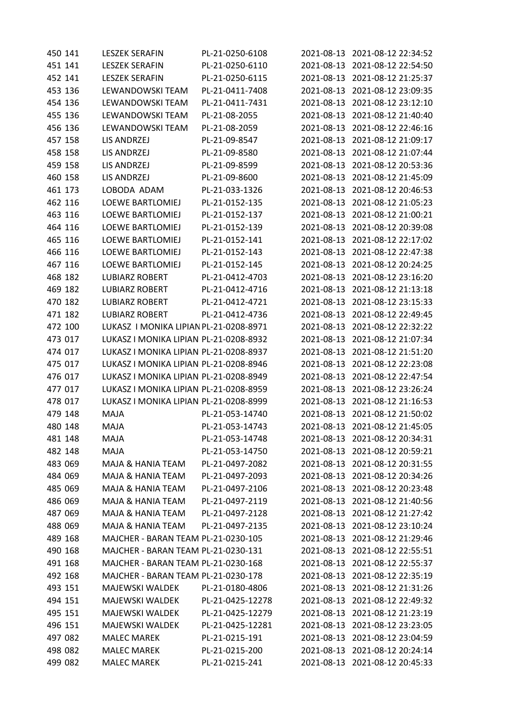| | | | | | |
|---|---|---|---|---|---|
| 450 | 141 | LESZEK SERAFIN | PL-21-0250-6108 | 2021-08-13 | 2021-08-12 22:34:52 |
| 451 | 141 | LESZEK SERAFIN | PL-21-0250-6110 | 2021-08-13 | 2021-08-12 22:54:50 |
| 452 | 141 | LESZEK SERAFIN | PL-21-0250-6115 | 2021-08-13 | 2021-08-12 21:25:37 |
| 453 | 136 | LEWANDOWSKI TEAM | PL-21-0411-7408 | 2021-08-13 | 2021-08-12 23:09:35 |
| 454 | 136 | LEWANDOWSKI TEAM | PL-21-0411-7431 | 2021-08-13 | 2021-08-12 23:12:10 |
| 455 | 136 | LEWANDOWSKI TEAM | PL-21-08-2055 | 2021-08-13 | 2021-08-12 21:40:40 |
| 456 | 136 | LEWANDOWSKI TEAM | PL-21-08-2059 | 2021-08-13 | 2021-08-12 22:46:16 |
| 457 | 158 | LIS ANDRZEJ | PL-21-09-8547 | 2021-08-13 | 2021-08-12 21:09:17 |
| 458 | 158 | LIS ANDRZEJ | PL-21-09-8580 | 2021-08-13 | 2021-08-12 21:07:44 |
| 459 | 158 | LIS ANDRZEJ | PL-21-09-8599 | 2021-08-13 | 2021-08-12 20:53:36 |
| 460 | 158 | LIS ANDRZEJ | PL-21-09-8600 | 2021-08-13 | 2021-08-12 21:45:09 |
| 461 | 173 | LOBODA ADAM | PL-21-033-1326 | 2021-08-13 | 2021-08-12 20:46:53 |
| 462 | 116 | LOEWE BARTLOMIEJ | PL-21-0152-135 | 2021-08-13 | 2021-08-12 21:05:23 |
| 463 | 116 | LOEWE BARTLOMIEJ | PL-21-0152-137 | 2021-08-13 | 2021-08-12 21:00:21 |
| 464 | 116 | LOEWE BARTLOMIEJ | PL-21-0152-139 | 2021-08-13 | 2021-08-12 20:39:08 |
| 465 | 116 | LOEWE BARTLOMIEJ | PL-21-0152-141 | 2021-08-13 | 2021-08-12 22:17:02 |
| 466 | 116 | LOEWE BARTLOMIEJ | PL-21-0152-143 | 2021-08-13 | 2021-08-12 22:47:38 |
| 467 | 116 | LOEWE BARTLOMIEJ | PL-21-0152-145 | 2021-08-13 | 2021-08-12 20:24:25 |
| 468 | 182 | LUBIARZ ROBERT | PL-21-0412-4703 | 2021-08-13 | 2021-08-12 23:16:20 |
| 469 | 182 | LUBIARZ ROBERT | PL-21-0412-4716 | 2021-08-13 | 2021-08-12 21:13:18 |
| 470 | 182 | LUBIARZ ROBERT | PL-21-0412-4721 | 2021-08-13 | 2021-08-12 23:15:33 |
| 471 | 182 | LUBIARZ ROBERT | PL-21-0412-4736 | 2021-08-13 | 2021-08-12 22:49:45 |
| 472 | 100 | LUKASZ I MONIKA LIPIAN | PL-21-0208-8971 | 2021-08-13 | 2021-08-12 22:32:22 |
| 473 | 017 | LUKASZ I MONIKA LIPIAN | PL-21-0208-8932 | 2021-08-13 | 2021-08-12 21:07:34 |
| 474 | 017 | LUKASZ I MONIKA LIPIAN | PL-21-0208-8937 | 2021-08-13 | 2021-08-12 21:51:20 |
| 475 | 017 | LUKASZ I MONIKA LIPIAN | PL-21-0208-8946 | 2021-08-13 | 2021-08-12 22:23:08 |
| 476 | 017 | LUKASZ I MONIKA LIPIAN | PL-21-0208-8949 | 2021-08-13 | 2021-08-12 22:47:54 |
| 477 | 017 | LUKASZ I MONIKA LIPIAN | PL-21-0208-8959 | 2021-08-13 | 2021-08-12 23:26:24 |
| 478 | 017 | LUKASZ I MONIKA LIPIAN | PL-21-0208-8999 | 2021-08-13 | 2021-08-12 21:16:53 |
| 479 | 148 | MAJA | PL-21-053-14740 | 2021-08-13 | 2021-08-12 21:50:02 |
| 480 | 148 | MAJA | PL-21-053-14743 | 2021-08-13 | 2021-08-12 21:45:05 |
| 481 | 148 | MAJA | PL-21-053-14748 | 2021-08-13 | 2021-08-12 20:34:31 |
| 482 | 148 | MAJA | PL-21-053-14750 | 2021-08-13 | 2021-08-12 20:59:21 |
| 483 | 069 | MAJA & HANIA TEAM | PL-21-0497-2082 | 2021-08-13 | 2021-08-12 20:31:55 |
| 484 | 069 | MAJA & HANIA TEAM | PL-21-0497-2093 | 2021-08-13 | 2021-08-12 20:34:26 |
| 485 | 069 | MAJA & HANIA TEAM | PL-21-0497-2106 | 2021-08-13 | 2021-08-12 20:23:48 |
| 486 | 069 | MAJA & HANIA TEAM | PL-21-0497-2119 | 2021-08-13 | 2021-08-12 21:40:56 |
| 487 | 069 | MAJA & HANIA TEAM | PL-21-0497-2128 | 2021-08-13 | 2021-08-12 21:27:42 |
| 488 | 069 | MAJA & HANIA TEAM | PL-21-0497-2135 | 2021-08-13 | 2021-08-12 23:10:24 |
| 489 | 168 | MAJCHER - BARAN TEAM | PL-21-0230-105 | 2021-08-13 | 2021-08-12 21:29:46 |
| 490 | 168 | MAJCHER - BARAN TEAM | PL-21-0230-131 | 2021-08-13 | 2021-08-12 22:55:51 |
| 491 | 168 | MAJCHER - BARAN TEAM | PL-21-0230-168 | 2021-08-13 | 2021-08-12 22:55:37 |
| 492 | 168 | MAJCHER - BARAN TEAM | PL-21-0230-178 | 2021-08-13 | 2021-08-12 22:35:19 |
| 493 | 151 | MAJEWSKI WALDEK | PL-21-0180-4806 | 2021-08-13 | 2021-08-12 21:31:26 |
| 494 | 151 | MAJEWSKI WALDEK | PL-21-0425-12278 | 2021-08-13 | 2021-08-12 22:49:32 |
| 495 | 151 | MAJEWSKI WALDEK | PL-21-0425-12279 | 2021-08-13 | 2021-08-12 21:23:19 |
| 496 | 151 | MAJEWSKI WALDEK | PL-21-0425-12281 | 2021-08-13 | 2021-08-12 23:23:05 |
| 497 | 082 | MALEC MAREK | PL-21-0215-191 | 2021-08-13 | 2021-08-12 23:04:59 |
| 498 | 082 | MALEC MAREK | PL-21-0215-200 | 2021-08-13 | 2021-08-12 20:24:14 |
| 499 | 082 | MALEC MAREK | PL-21-0215-241 | 2021-08-13 | 2021-08-12 20:45:33 |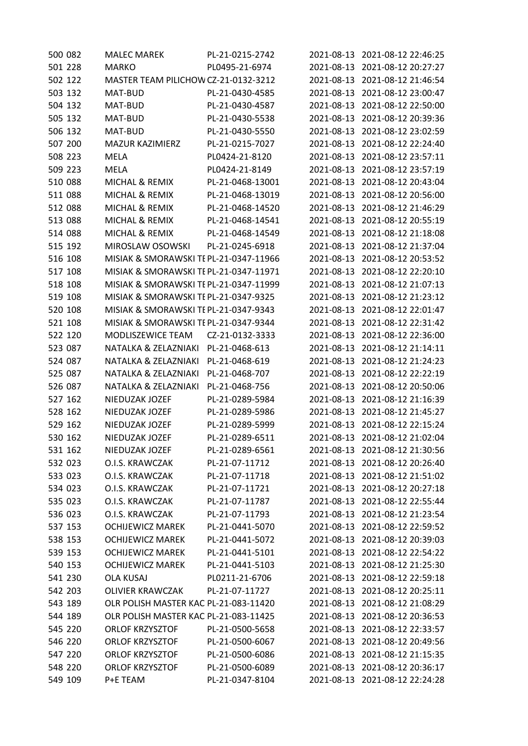| | | | | |
|---|---|---|---|---|
| 500 082 | MALEC MAREK | PL-21-0215-2742 | 2021-08-13 | 2021-08-12 22:46:25 |
| 501 228 | MARKO | PL0495-21-6974 | 2021-08-13 | 2021-08-12 20:27:27 |
| 502 122 | MASTER TEAM PILICHOW | CZ-21-0132-3212 | 2021-08-13 | 2021-08-12 21:46:54 |
| 503 132 | MAT-BUD | PL-21-0430-4585 | 2021-08-13 | 2021-08-12 23:00:47 |
| 504 132 | MAT-BUD | PL-21-0430-4587 | 2021-08-13 | 2021-08-12 22:50:00 |
| 505 132 | MAT-BUD | PL-21-0430-5538 | 2021-08-13 | 2021-08-12 20:39:36 |
| 506 132 | MAT-BUD | PL-21-0430-5550 | 2021-08-13 | 2021-08-12 23:02:59 |
| 507 200 | MAZUR KAZIMIERZ | PL-21-0215-7027 | 2021-08-13 | 2021-08-12 22:24:40 |
| 508 223 | MELA | PL0424-21-8120 | 2021-08-13 | 2021-08-12 23:57:11 |
| 509 223 | MELA | PL0424-21-8149 | 2021-08-13 | 2021-08-12 23:57:19 |
| 510 088 | MICHAL & REMIX | PL-21-0468-13001 | 2021-08-13 | 2021-08-12 20:43:04 |
| 511 088 | MICHAL & REMIX | PL-21-0468-13019 | 2021-08-13 | 2021-08-12 20:56:00 |
| 512 088 | MICHAL & REMIX | PL-21-0468-14520 | 2021-08-13 | 2021-08-12 21:46:29 |
| 513 088 | MICHAL & REMIX | PL-21-0468-14541 | 2021-08-13 | 2021-08-12 20:55:19 |
| 514 088 | MICHAL & REMIX | PL-21-0468-14549 | 2021-08-13 | 2021-08-12 21:18:08 |
| 515 192 | MIROSLAW OSOWSKI | PL-21-0245-6918 | 2021-08-13 | 2021-08-12 21:37:04 |
| 516 108 | MISIAK & SMORAWSKI TE | PL-21-0347-11966 | 2021-08-13 | 2021-08-12 20:53:52 |
| 517 108 | MISIAK & SMORAWSKI TE | PL-21-0347-11971 | 2021-08-13 | 2021-08-12 22:20:10 |
| 518 108 | MISIAK & SMORAWSKI TE | PL-21-0347-11999 | 2021-08-13 | 2021-08-12 21:07:13 |
| 519 108 | MISIAK & SMORAWSKI TE | PL-21-0347-9325 | 2021-08-13 | 2021-08-12 21:23:12 |
| 520 108 | MISIAK & SMORAWSKI TE | PL-21-0347-9343 | 2021-08-13 | 2021-08-12 22:01:47 |
| 521 108 | MISIAK & SMORAWSKI TE | PL-21-0347-9344 | 2021-08-13 | 2021-08-12 22:31:42 |
| 522 120 | MODLISZEWICE TEAM | CZ-21-0132-3333 | 2021-08-13 | 2021-08-12 22:36:00 |
| 523 087 | NATALKA & ZELAZNIAKI | PL-21-0468-613 | 2021-08-13 | 2021-08-12 21:14:11 |
| 524 087 | NATALKA & ZELAZNIAKI | PL-21-0468-619 | 2021-08-13 | 2021-08-12 21:24:23 |
| 525 087 | NATALKA & ZELAZNIAKI | PL-21-0468-707 | 2021-08-13 | 2021-08-12 22:22:19 |
| 526 087 | NATALKA & ZELAZNIAKI | PL-21-0468-756 | 2021-08-13 | 2021-08-12 20:50:06 |
| 527 162 | NIEDUZAK JOZEF | PL-21-0289-5984 | 2021-08-13 | 2021-08-12 21:16:39 |
| 528 162 | NIEDUZAK JOZEF | PL-21-0289-5986 | 2021-08-13 | 2021-08-12 21:45:27 |
| 529 162 | NIEDUZAK JOZEF | PL-21-0289-5999 | 2021-08-13 | 2021-08-12 22:15:24 |
| 530 162 | NIEDUZAK JOZEF | PL-21-0289-6511 | 2021-08-13 | 2021-08-12 21:02:04 |
| 531 162 | NIEDUZAK JOZEF | PL-21-0289-6561 | 2021-08-13 | 2021-08-12 21:30:56 |
| 532 023 | O.I.S. KRAWCZAK | PL-21-07-11712 | 2021-08-13 | 2021-08-12 20:26:40 |
| 533 023 | O.I.S. KRAWCZAK | PL-21-07-11718 | 2021-08-13 | 2021-08-12 21:51:02 |
| 534 023 | O.I.S. KRAWCZAK | PL-21-07-11721 | 2021-08-13 | 2021-08-12 20:27:18 |
| 535 023 | O.I.S. KRAWCZAK | PL-21-07-11787 | 2021-08-13 | 2021-08-12 22:55:44 |
| 536 023 | O.I.S. KRAWCZAK | PL-21-07-11793 | 2021-08-13 | 2021-08-12 21:23:54 |
| 537 153 | OCHIJEWICZ MAREK | PL-21-0441-5070 | 2021-08-13 | 2021-08-12 22:59:52 |
| 538 153 | OCHIJEWICZ MAREK | PL-21-0441-5072 | 2021-08-13 | 2021-08-12 20:39:03 |
| 539 153 | OCHIJEWICZ MAREK | PL-21-0441-5101 | 2021-08-13 | 2021-08-12 22:54:22 |
| 540 153 | OCHIJEWICZ MAREK | PL-21-0441-5103 | 2021-08-13 | 2021-08-12 21:25:30 |
| 541 230 | OLA KUSAJ | PL0211-21-6706 | 2021-08-13 | 2021-08-12 22:59:18 |
| 542 203 | OLIVIER KRAWCZAK | PL-21-07-11727 | 2021-08-13 | 2021-08-12 20:25:11 |
| 543 189 | OLR POLISH MASTER KAC | PL-21-083-11420 | 2021-08-13 | 2021-08-12 21:08:29 |
| 544 189 | OLR POLISH MASTER KAC | PL-21-083-11425 | 2021-08-13 | 2021-08-12 20:36:53 |
| 545 220 | ORLOF KRZYSZTOF | PL-21-0500-5658 | 2021-08-13 | 2021-08-12 22:33:57 |
| 546 220 | ORLOF KRZYSZTOF | PL-21-0500-6067 | 2021-08-13 | 2021-08-12 20:49:56 |
| 547 220 | ORLOF KRZYSZTOF | PL-21-0500-6086 | 2021-08-13 | 2021-08-12 21:15:35 |
| 548 220 | ORLOF KRZYSZTOF | PL-21-0500-6089 | 2021-08-13 | 2021-08-12 20:36:17 |
| 549 109 | P+E TEAM | PL-21-0347-8104 | 2021-08-13 | 2021-08-12 22:24:28 |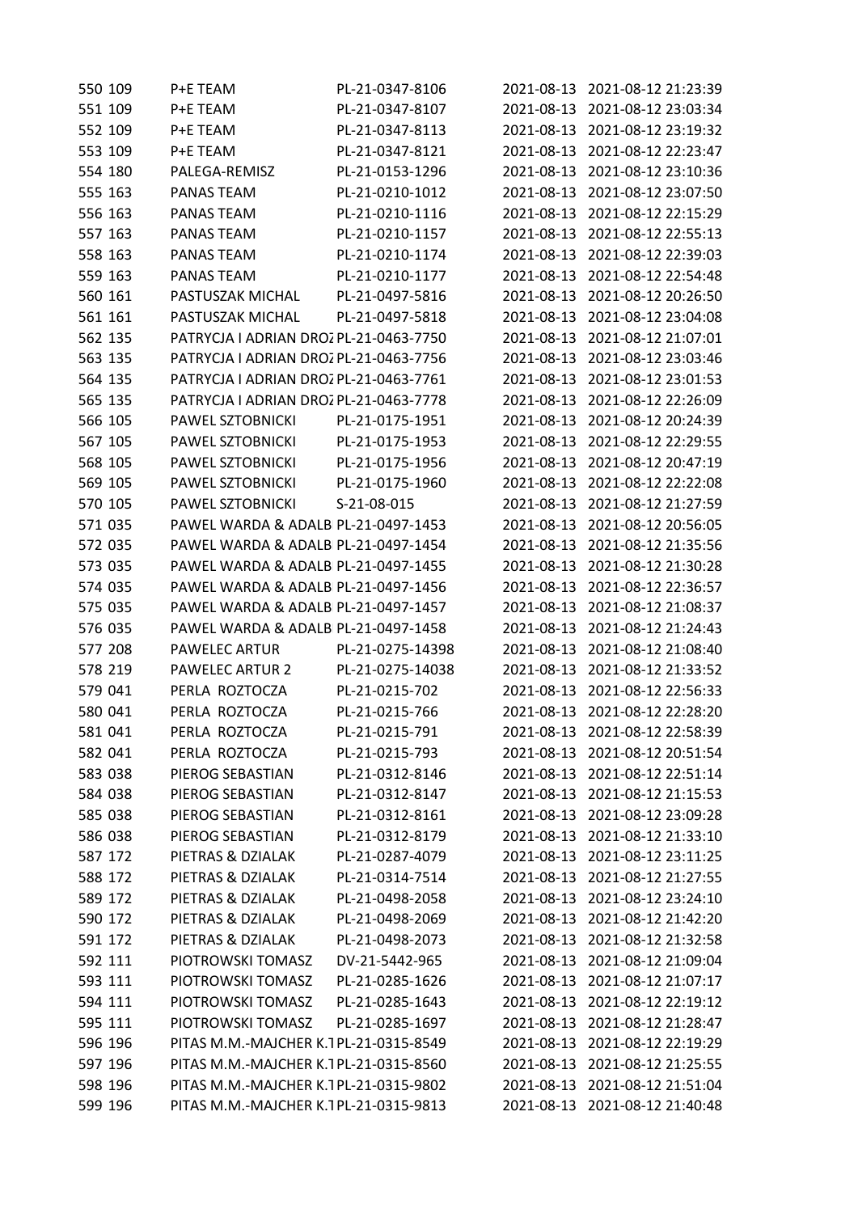| | | | | | |
|---|---|---|---|---|---|
| 550 | 109 | P+E TEAM | PL-21-0347-8106 | 2021-08-13 | 2021-08-12 21:23:39 |
| 551 | 109 | P+E TEAM | PL-21-0347-8107 | 2021-08-13 | 2021-08-12 23:03:34 |
| 552 | 109 | P+E TEAM | PL-21-0347-8113 | 2021-08-13 | 2021-08-12 23:19:32 |
| 553 | 109 | P+E TEAM | PL-21-0347-8121 | 2021-08-13 | 2021-08-12 22:23:47 |
| 554 | 180 | PALEGA-REMISZ | PL-21-0153-1296 | 2021-08-13 | 2021-08-12 23:10:36 |
| 555 | 163 | PANAS TEAM | PL-21-0210-1012 | 2021-08-13 | 2021-08-12 23:07:50 |
| 556 | 163 | PANAS TEAM | PL-21-0210-1116 | 2021-08-13 | 2021-08-12 22:15:29 |
| 557 | 163 | PANAS TEAM | PL-21-0210-1157 | 2021-08-13 | 2021-08-12 22:55:13 |
| 558 | 163 | PANAS TEAM | PL-21-0210-1174 | 2021-08-13 | 2021-08-12 22:39:03 |
| 559 | 163 | PANAS TEAM | PL-21-0210-1177 | 2021-08-13 | 2021-08-12 22:54:48 |
| 560 | 161 | PASTUSZAK MICHAL | PL-21-0497-5816 | 2021-08-13 | 2021-08-12 20:26:50 |
| 561 | 161 | PASTUSZAK MICHAL | PL-21-0497-5818 | 2021-08-13 | 2021-08-12 23:04:08 |
| 562 | 135 | PATRYCJA I ADRIAN DROZ | PL-21-0463-7750 | 2021-08-13 | 2021-08-12 21:07:01 |
| 563 | 135 | PATRYCJA I ADRIAN DROZ | PL-21-0463-7756 | 2021-08-13 | 2021-08-12 23:03:46 |
| 564 | 135 | PATRYCJA I ADRIAN DROZ | PL-21-0463-7761 | 2021-08-13 | 2021-08-12 23:01:53 |
| 565 | 135 | PATRYCJA I ADRIAN DROZ | PL-21-0463-7778 | 2021-08-13 | 2021-08-12 22:26:09 |
| 566 | 105 | PAWEL SZTOBNICKI | PL-21-0175-1951 | 2021-08-13 | 2021-08-12 20:24:39 |
| 567 | 105 | PAWEL SZTOBNICKI | PL-21-0175-1953 | 2021-08-13 | 2021-08-12 22:29:55 |
| 568 | 105 | PAWEL SZTOBNICKI | PL-21-0175-1956 | 2021-08-13 | 2021-08-12 20:47:19 |
| 569 | 105 | PAWEL SZTOBNICKI | PL-21-0175-1960 | 2021-08-13 | 2021-08-12 22:22:08 |
| 570 | 105 | PAWEL SZTOBNICKI | S-21-08-015 | 2021-08-13 | 2021-08-12 21:27:59 |
| 571 | 035 | PAWEL WARDA & ADALB | PL-21-0497-1453 | 2021-08-13 | 2021-08-12 20:56:05 |
| 572 | 035 | PAWEL WARDA & ADALB | PL-21-0497-1454 | 2021-08-13 | 2021-08-12 21:35:56 |
| 573 | 035 | PAWEL WARDA & ADALB | PL-21-0497-1455 | 2021-08-13 | 2021-08-12 21:30:28 |
| 574 | 035 | PAWEL WARDA & ADALB | PL-21-0497-1456 | 2021-08-13 | 2021-08-12 22:36:57 |
| 575 | 035 | PAWEL WARDA & ADALB | PL-21-0497-1457 | 2021-08-13 | 2021-08-12 21:08:37 |
| 576 | 035 | PAWEL WARDA & ADALB | PL-21-0497-1458 | 2021-08-13 | 2021-08-12 21:24:43 |
| 577 | 208 | PAWELEC ARTUR | PL-21-0275-14398 | 2021-08-13 | 2021-08-12 21:08:40 |
| 578 | 219 | PAWELEC ARTUR 2 | PL-21-0275-14038 | 2021-08-13 | 2021-08-12 21:33:52 |
| 579 | 041 | PERLA ROZTOCZA | PL-21-0215-702 | 2021-08-13 | 2021-08-12 22:56:33 |
| 580 | 041 | PERLA ROZTOCZA | PL-21-0215-766 | 2021-08-13 | 2021-08-12 22:28:20 |
| 581 | 041 | PERLA ROZTOCZA | PL-21-0215-791 | 2021-08-13 | 2021-08-12 22:58:39 |
| 582 | 041 | PERLA ROZTOCZA | PL-21-0215-793 | 2021-08-13 | 2021-08-12 20:51:54 |
| 583 | 038 | PIEROG SEBASTIAN | PL-21-0312-8146 | 2021-08-13 | 2021-08-12 22:51:14 |
| 584 | 038 | PIEROG SEBASTIAN | PL-21-0312-8147 | 2021-08-13 | 2021-08-12 21:15:53 |
| 585 | 038 | PIEROG SEBASTIAN | PL-21-0312-8161 | 2021-08-13 | 2021-08-12 23:09:28 |
| 586 | 038 | PIEROG SEBASTIAN | PL-21-0312-8179 | 2021-08-13 | 2021-08-12 21:33:10 |
| 587 | 172 | PIETRAS & DZIALAK | PL-21-0287-4079 | 2021-08-13 | 2021-08-12 23:11:25 |
| 588 | 172 | PIETRAS & DZIALAK | PL-21-0314-7514 | 2021-08-13 | 2021-08-12 21:27:55 |
| 589 | 172 | PIETRAS & DZIALAK | PL-21-0498-2058 | 2021-08-13 | 2021-08-12 23:24:10 |
| 590 | 172 | PIETRAS & DZIALAK | PL-21-0498-2069 | 2021-08-13 | 2021-08-12 21:42:20 |
| 591 | 172 | PIETRAS & DZIALAK | PL-21-0498-2073 | 2021-08-13 | 2021-08-12 21:32:58 |
| 592 | 111 | PIOTROWSKI TOMASZ | DV-21-5442-965 | 2021-08-13 | 2021-08-12 21:09:04 |
| 593 | 111 | PIOTROWSKI TOMASZ | PL-21-0285-1626 | 2021-08-13 | 2021-08-12 21:07:17 |
| 594 | 111 | PIOTROWSKI TOMASZ | PL-21-0285-1643 | 2021-08-13 | 2021-08-12 22:19:12 |
| 595 | 111 | PIOTROWSKI TOMASZ | PL-21-0285-1697 | 2021-08-13 | 2021-08-12 21:28:47 |
| 596 | 196 | PITAS M.M.-MAJCHER K.T | PL-21-0315-8549 | 2021-08-13 | 2021-08-12 22:19:29 |
| 597 | 196 | PITAS M.M.-MAJCHER K.T | PL-21-0315-8560 | 2021-08-13 | 2021-08-12 21:25:55 |
| 598 | 196 | PITAS M.M.-MAJCHER K.T | PL-21-0315-9802 | 2021-08-13 | 2021-08-12 21:51:04 |
| 599 | 196 | PITAS M.M.-MAJCHER K.T | PL-21-0315-9813 | 2021-08-13 | 2021-08-12 21:40:48 |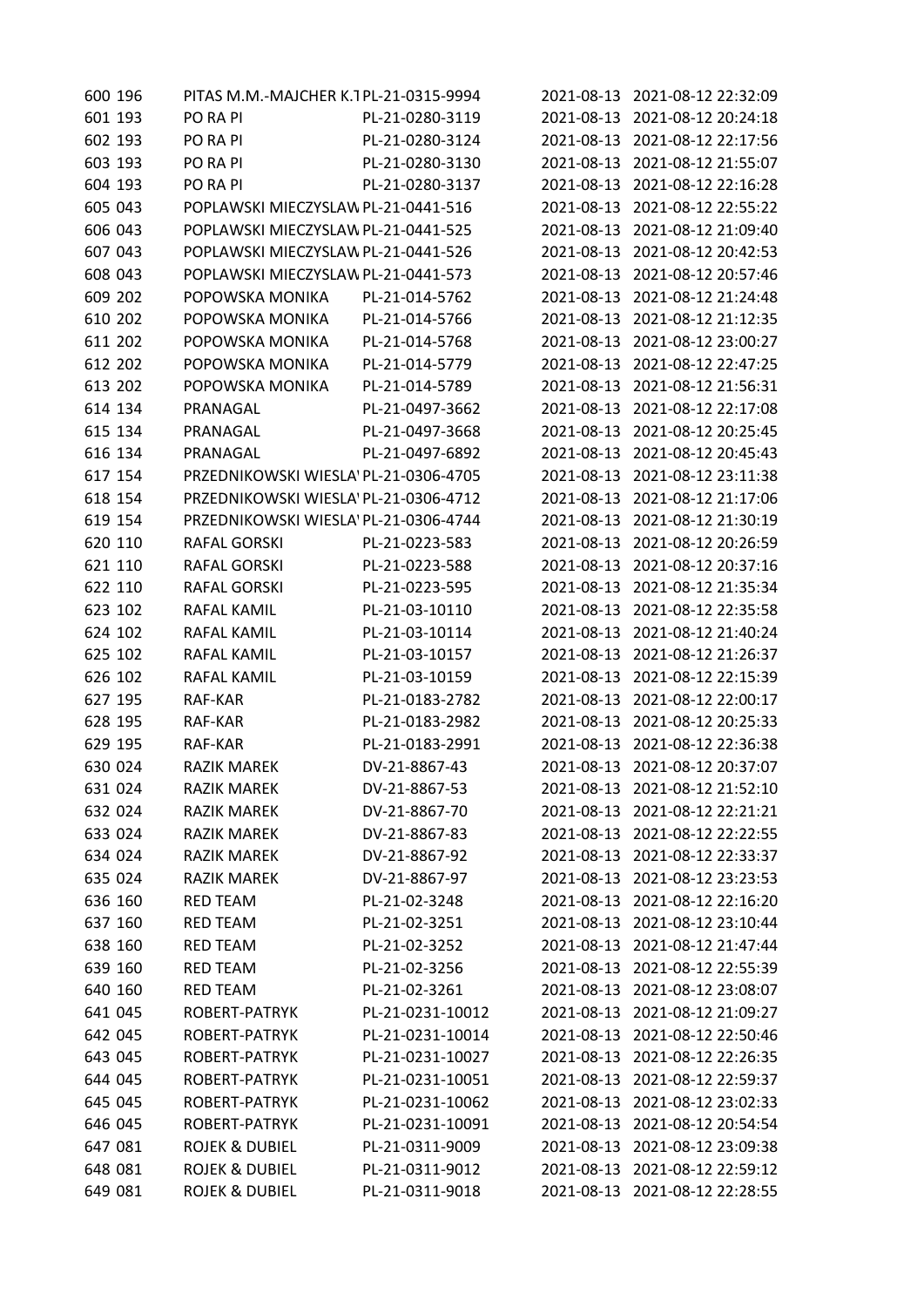| | | | | | |
|---|---|---|---|---|---|
| 600 | 196 | PITAS M.M.-MAJCHER K.T | PL-21-0315-9994 | 2021-08-13 | 2021-08-12 22:32:09 |
| 601 | 193 | PO RA PI | PL-21-0280-3119 | 2021-08-13 | 2021-08-12 20:24:18 |
| 602 | 193 | PO RA PI | PL-21-0280-3124 | 2021-08-13 | 2021-08-12 22:17:56 |
| 603 | 193 | PO RA PI | PL-21-0280-3130 | 2021-08-13 | 2021-08-12 21:55:07 |
| 604 | 193 | PO RA PI | PL-21-0280-3137 | 2021-08-13 | 2021-08-12 22:16:28 |
| 605 | 043 | POPLAWSKI MIECZYSLAW | PL-21-0441-516 | 2021-08-13 | 2021-08-12 22:55:22 |
| 606 | 043 | POPLAWSKI MIECZYSLAW | PL-21-0441-525 | 2021-08-13 | 2021-08-12 21:09:40 |
| 607 | 043 | POPLAWSKI MIECZYSLAW | PL-21-0441-526 | 2021-08-13 | 2021-08-12 20:42:53 |
| 608 | 043 | POPLAWSKI MIECZYSLAW | PL-21-0441-573 | 2021-08-13 | 2021-08-12 20:57:46 |
| 609 | 202 | POPOWSKA MONIKA | PL-21-014-5762 | 2021-08-13 | 2021-08-12 21:24:48 |
| 610 | 202 | POPOWSKA MONIKA | PL-21-014-5766 | 2021-08-13 | 2021-08-12 21:12:35 |
| 611 | 202 | POPOWSKA MONIKA | PL-21-014-5768 | 2021-08-13 | 2021-08-12 23:00:27 |
| 612 | 202 | POPOWSKA MONIKA | PL-21-014-5779 | 2021-08-13 | 2021-08-12 22:47:25 |
| 613 | 202 | POPOWSKA MONIKA | PL-21-014-5789 | 2021-08-13 | 2021-08-12 21:56:31 |
| 614 | 134 | PRANAGAL | PL-21-0497-3662 | 2021-08-13 | 2021-08-12 22:17:08 |
| 615 | 134 | PRANAGAL | PL-21-0497-3668 | 2021-08-13 | 2021-08-12 20:25:45 |
| 616 | 134 | PRANAGAL | PL-21-0497-6892 | 2021-08-13 | 2021-08-12 20:45:43 |
| 617 | 154 | PRZEDNIKOWSKI WIESLA' | PL-21-0306-4705 | 2021-08-13 | 2021-08-12 23:11:38 |
| 618 | 154 | PRZEDNIKOWSKI WIESLA' | PL-21-0306-4712 | 2021-08-13 | 2021-08-12 21:17:06 |
| 619 | 154 | PRZEDNIKOWSKI WIESLA' | PL-21-0306-4744 | 2021-08-13 | 2021-08-12 21:30:19 |
| 620 | 110 | RAFAL GORSKI | PL-21-0223-583 | 2021-08-13 | 2021-08-12 20:26:59 |
| 621 | 110 | RAFAL GORSKI | PL-21-0223-588 | 2021-08-13 | 2021-08-12 20:37:16 |
| 622 | 110 | RAFAL GORSKI | PL-21-0223-595 | 2021-08-13 | 2021-08-12 21:35:34 |
| 623 | 102 | RAFAL KAMIL | PL-21-03-10110 | 2021-08-13 | 2021-08-12 22:35:58 |
| 624 | 102 | RAFAL KAMIL | PL-21-03-10114 | 2021-08-13 | 2021-08-12 21:40:24 |
| 625 | 102 | RAFAL KAMIL | PL-21-03-10157 | 2021-08-13 | 2021-08-12 21:26:37 |
| 626 | 102 | RAFAL KAMIL | PL-21-03-10159 | 2021-08-13 | 2021-08-12 22:15:39 |
| 627 | 195 | RAF-KAR | PL-21-0183-2782 | 2021-08-13 | 2021-08-12 22:00:17 |
| 628 | 195 | RAF-KAR | PL-21-0183-2982 | 2021-08-13 | 2021-08-12 20:25:33 |
| 629 | 195 | RAF-KAR | PL-21-0183-2991 | 2021-08-13 | 2021-08-12 22:36:38 |
| 630 | 024 | RAZIK MAREK | DV-21-8867-43 | 2021-08-13 | 2021-08-12 20:37:07 |
| 631 | 024 | RAZIK MAREK | DV-21-8867-53 | 2021-08-13 | 2021-08-12 21:52:10 |
| 632 | 024 | RAZIK MAREK | DV-21-8867-70 | 2021-08-13 | 2021-08-12 22:21:21 |
| 633 | 024 | RAZIK MAREK | DV-21-8867-83 | 2021-08-13 | 2021-08-12 22:22:55 |
| 634 | 024 | RAZIK MAREK | DV-21-8867-92 | 2021-08-13 | 2021-08-12 22:33:37 |
| 635 | 024 | RAZIK MAREK | DV-21-8867-97 | 2021-08-13 | 2021-08-12 23:23:53 |
| 636 | 160 | RED TEAM | PL-21-02-3248 | 2021-08-13 | 2021-08-12 22:16:20 |
| 637 | 160 | RED TEAM | PL-21-02-3251 | 2021-08-13 | 2021-08-12 23:10:44 |
| 638 | 160 | RED TEAM | PL-21-02-3252 | 2021-08-13 | 2021-08-12 21:47:44 |
| 639 | 160 | RED TEAM | PL-21-02-3256 | 2021-08-13 | 2021-08-12 22:55:39 |
| 640 | 160 | RED TEAM | PL-21-02-3261 | 2021-08-13 | 2021-08-12 23:08:07 |
| 641 | 045 | ROBERT-PATRYK | PL-21-0231-10012 | 2021-08-13 | 2021-08-12 21:09:27 |
| 642 | 045 | ROBERT-PATRYK | PL-21-0231-10014 | 2021-08-13 | 2021-08-12 22:50:46 |
| 643 | 045 | ROBERT-PATRYK | PL-21-0231-10027 | 2021-08-13 | 2021-08-12 22:26:35 |
| 644 | 045 | ROBERT-PATRYK | PL-21-0231-10051 | 2021-08-13 | 2021-08-12 22:59:37 |
| 645 | 045 | ROBERT-PATRYK | PL-21-0231-10062 | 2021-08-13 | 2021-08-12 23:02:33 |
| 646 | 045 | ROBERT-PATRYK | PL-21-0231-10091 | 2021-08-13 | 2021-08-12 20:54:54 |
| 647 | 081 | ROJEK & DUBIEL | PL-21-0311-9009 | 2021-08-13 | 2021-08-12 23:09:38 |
| 648 | 081 | ROJEK & DUBIEL | PL-21-0311-9012 | 2021-08-13 | 2021-08-12 22:59:12 |
| 649 | 081 | ROJEK & DUBIEL | PL-21-0311-9018 | 2021-08-13 | 2021-08-12 22:28:55 |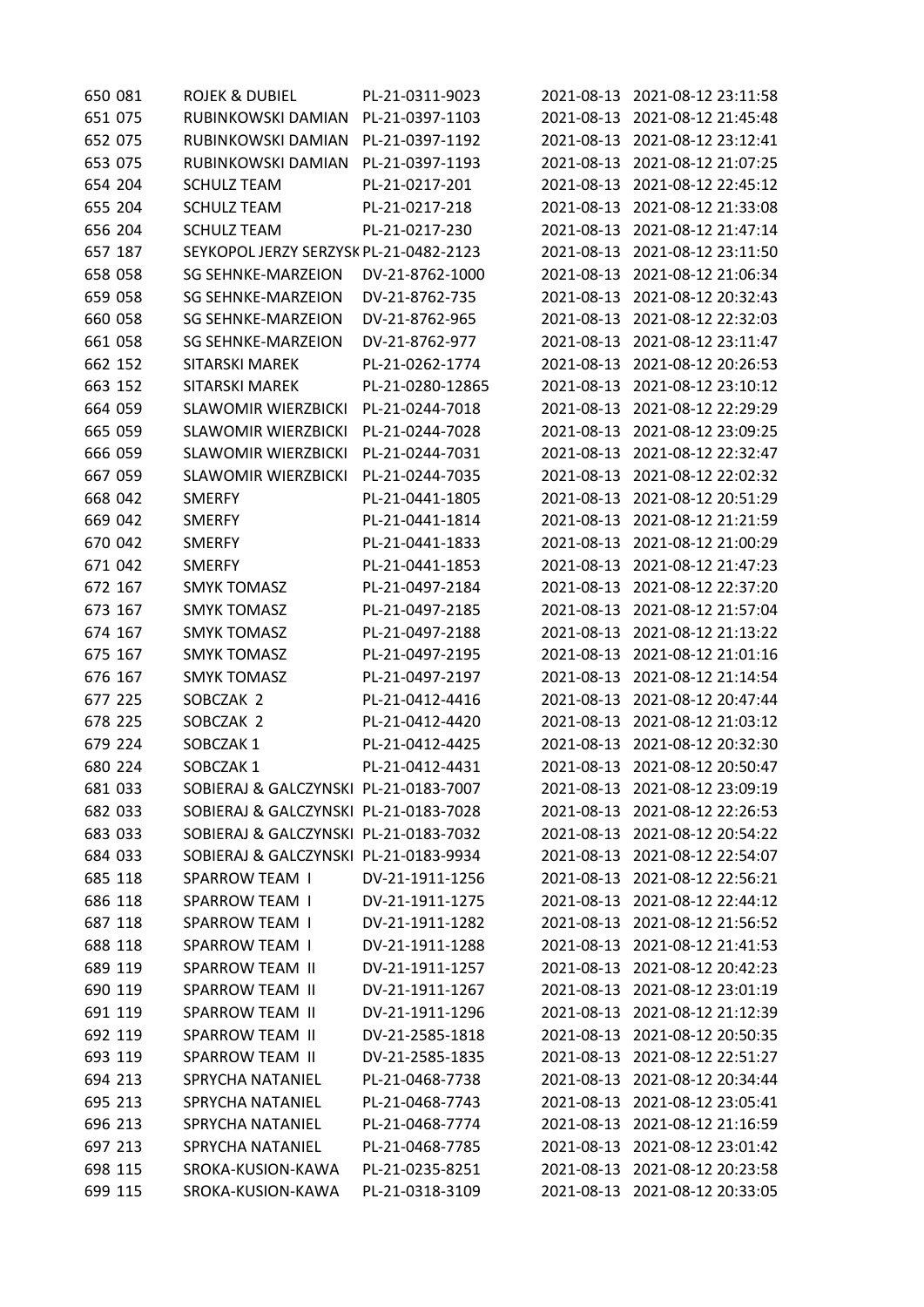| | | | | | |
|---|---|---|---|---|---|
| 650 081 | ROJEK & DUBIEL | PL-21-0311-9023 | 2021-08-13 | 2021-08-12 23:11:58 |
| 651 075 | RUBINKOWSKI DAMIAN | PL-21-0397-1103 | 2021-08-13 | 2021-08-12 21:45:48 |
| 652 075 | RUBINKOWSKI DAMIAN | PL-21-0397-1192 | 2021-08-13 | 2021-08-12 23:12:41 |
| 653 075 | RUBINKOWSKI DAMIAN | PL-21-0397-1193 | 2021-08-13 | 2021-08-12 21:07:25 |
| 654 204 | SCHULZ TEAM | PL-21-0217-201 | 2021-08-13 | 2021-08-12 22:45:12 |
| 655 204 | SCHULZ TEAM | PL-21-0217-218 | 2021-08-13 | 2021-08-12 21:33:08 |
| 656 204 | SCHULZ TEAM | PL-21-0217-230 | 2021-08-13 | 2021-08-12 21:47:14 |
| 657 187 | SEYKOPOL JERZY SERZYSK | PL-21-0482-2123 | 2021-08-13 | 2021-08-12 23:11:50 |
| 658 058 | SG SEHNKE-MARZEION | DV-21-8762-1000 | 2021-08-13 | 2021-08-12 21:06:34 |
| 659 058 | SG SEHNKE-MARZEION | DV-21-8762-735 | 2021-08-13 | 2021-08-12 20:32:43 |
| 660 058 | SG SEHNKE-MARZEION | DV-21-8762-965 | 2021-08-13 | 2021-08-12 22:32:03 |
| 661 058 | SG SEHNKE-MARZEION | DV-21-8762-977 | 2021-08-13 | 2021-08-12 23:11:47 |
| 662 152 | SITARSKI MAREK | PL-21-0262-1774 | 2021-08-13 | 2021-08-12 20:26:53 |
| 663 152 | SITARSKI MAREK | PL-21-0280-12865 | 2021-08-13 | 2021-08-12 23:10:12 |
| 664 059 | SLAWOMIR WIERZBICKI | PL-21-0244-7018 | 2021-08-13 | 2021-08-12 22:29:29 |
| 665 059 | SLAWOMIR WIERZBICKI | PL-21-0244-7028 | 2021-08-13 | 2021-08-12 23:09:25 |
| 666 059 | SLAWOMIR WIERZBICKI | PL-21-0244-7031 | 2021-08-13 | 2021-08-12 22:32:47 |
| 667 059 | SLAWOMIR WIERZBICKI | PL-21-0244-7035 | 2021-08-13 | 2021-08-12 22:02:32 |
| 668 042 | SMERFY | PL-21-0441-1805 | 2021-08-13 | 2021-08-12 20:51:29 |
| 669 042 | SMERFY | PL-21-0441-1814 | 2021-08-13 | 2021-08-12 21:21:59 |
| 670 042 | SMERFY | PL-21-0441-1833 | 2021-08-13 | 2021-08-12 21:00:29 |
| 671 042 | SMERFY | PL-21-0441-1853 | 2021-08-13 | 2021-08-12 21:47:23 |
| 672 167 | SMYK TOMASZ | PL-21-0497-2184 | 2021-08-13 | 2021-08-12 22:37:20 |
| 673 167 | SMYK TOMASZ | PL-21-0497-2185 | 2021-08-13 | 2021-08-12 21:57:04 |
| 674 167 | SMYK TOMASZ | PL-21-0497-2188 | 2021-08-13 | 2021-08-12 21:13:22 |
| 675 167 | SMYK TOMASZ | PL-21-0497-2195 | 2021-08-13 | 2021-08-12 21:01:16 |
| 676 167 | SMYK TOMASZ | PL-21-0497-2197 | 2021-08-13 | 2021-08-12 21:14:54 |
| 677 225 | SOBCZAK 2 | PL-21-0412-4416 | 2021-08-13 | 2021-08-12 20:47:44 |
| 678 225 | SOBCZAK 2 | PL-21-0412-4420 | 2021-08-13 | 2021-08-12 21:03:12 |
| 679 224 | SOBCZAK 1 | PL-21-0412-4425 | 2021-08-13 | 2021-08-12 20:32:30 |
| 680 224 | SOBCZAK 1 | PL-21-0412-4431 | 2021-08-13 | 2021-08-12 20:50:47 |
| 681 033 | SOBIERAJ & GALCZYNSKI | PL-21-0183-7007 | 2021-08-13 | 2021-08-12 23:09:19 |
| 682 033 | SOBIERAJ & GALCZYNSKI | PL-21-0183-7028 | 2021-08-13 | 2021-08-12 22:26:53 |
| 683 033 | SOBIERAJ & GALCZYNSKI | PL-21-0183-7032 | 2021-08-13 | 2021-08-12 20:54:22 |
| 684 033 | SOBIERAJ & GALCZYNSKI | PL-21-0183-9934 | 2021-08-13 | 2021-08-12 22:54:07 |
| 685 118 | SPARROW TEAM I | DV-21-1911-1256 | 2021-08-13 | 2021-08-12 22:56:21 |
| 686 118 | SPARROW TEAM I | DV-21-1911-1275 | 2021-08-13 | 2021-08-12 22:44:12 |
| 687 118 | SPARROW TEAM I | DV-21-1911-1282 | 2021-08-13 | 2021-08-12 21:56:52 |
| 688 118 | SPARROW TEAM I | DV-21-1911-1288 | 2021-08-13 | 2021-08-12 21:41:53 |
| 689 119 | SPARROW TEAM II | DV-21-1911-1257 | 2021-08-13 | 2021-08-12 20:42:23 |
| 690 119 | SPARROW TEAM II | DV-21-1911-1267 | 2021-08-13 | 2021-08-12 23:01:19 |
| 691 119 | SPARROW TEAM II | DV-21-1911-1296 | 2021-08-13 | 2021-08-12 21:12:39 |
| 692 119 | SPARROW TEAM II | DV-21-2585-1818 | 2021-08-13 | 2021-08-12 20:50:35 |
| 693 119 | SPARROW TEAM II | DV-21-2585-1835 | 2021-08-13 | 2021-08-12 22:51:27 |
| 694 213 | SPRYCHA NATANIEL | PL-21-0468-7738 | 2021-08-13 | 2021-08-12 20:34:44 |
| 695 213 | SPRYCHA NATANIEL | PL-21-0468-7743 | 2021-08-13 | 2021-08-12 23:05:41 |
| 696 213 | SPRYCHA NATANIEL | PL-21-0468-7774 | 2021-08-13 | 2021-08-12 21:16:59 |
| 697 213 | SPRYCHA NATANIEL | PL-21-0468-7785 | 2021-08-13 | 2021-08-12 23:01:42 |
| 698 115 | SROKA-KUSION-KAWA | PL-21-0235-8251 | 2021-08-13 | 2021-08-12 20:23:58 |
| 699 115 | SROKA-KUSION-KAWA | PL-21-0318-3109 | 2021-08-13 | 2021-08-12 20:33:05 |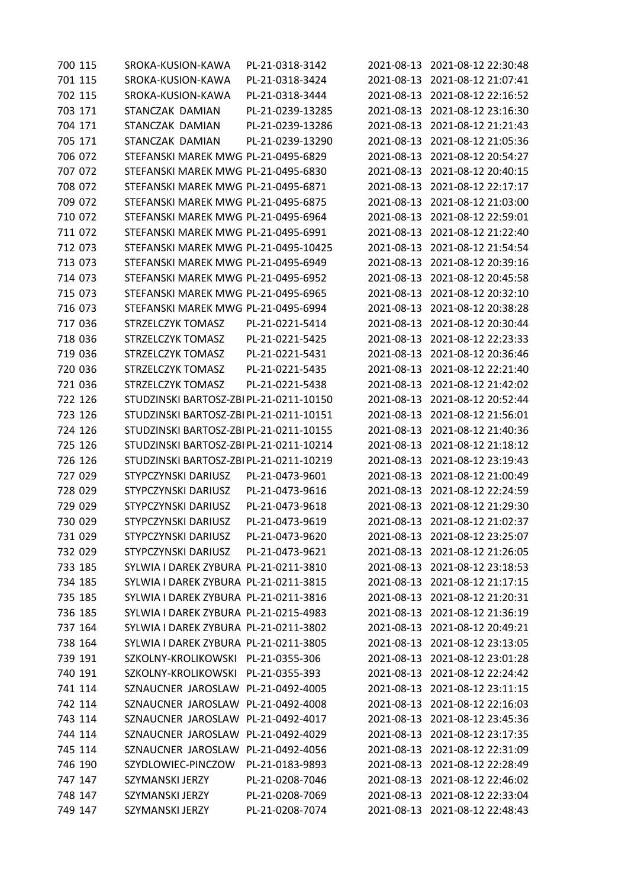| | | | | | |
|---|---|---|---|---|---|
| 700 | 115 | SROKA-KUSION-KAWA | PL-21-0318-3142 | 2021-08-13 | 2021-08-12 22:30:48 |
| 701 | 115 | SROKA-KUSION-KAWA | PL-21-0318-3424 | 2021-08-13 | 2021-08-12 21:07:41 |
| 702 | 115 | SROKA-KUSION-KAWA | PL-21-0318-3444 | 2021-08-13 | 2021-08-12 22:16:52 |
| 703 | 171 | STANCZAK DAMIAN | PL-21-0239-13285 | 2021-08-13 | 2021-08-12 23:16:30 |
| 704 | 171 | STANCZAK DAMIAN | PL-21-0239-13286 | 2021-08-13 | 2021-08-12 21:21:43 |
| 705 | 171 | STANCZAK DAMIAN | PL-21-0239-13290 | 2021-08-13 | 2021-08-12 21:05:36 |
| 706 | 072 | STEFANSKI MAREK MWG | PL-21-0495-6829 | 2021-08-13 | 2021-08-12 20:54:27 |
| 707 | 072 | STEFANSKI MAREK MWG | PL-21-0495-6830 | 2021-08-13 | 2021-08-12 20:40:15 |
| 708 | 072 | STEFANSKI MAREK MWG | PL-21-0495-6871 | 2021-08-13 | 2021-08-12 22:17:17 |
| 709 | 072 | STEFANSKI MAREK MWG | PL-21-0495-6875 | 2021-08-13 | 2021-08-12 21:03:00 |
| 710 | 072 | STEFANSKI MAREK MWG | PL-21-0495-6964 | 2021-08-13 | 2021-08-12 22:59:01 |
| 711 | 072 | STEFANSKI MAREK MWG | PL-21-0495-6991 | 2021-08-13 | 2021-08-12 21:22:40 |
| 712 | 073 | STEFANSKI MAREK MWG | PL-21-0495-10425 | 2021-08-13 | 2021-08-12 21:54:54 |
| 713 | 073 | STEFANSKI MAREK MWG | PL-21-0495-6949 | 2021-08-13 | 2021-08-12 20:39:16 |
| 714 | 073 | STEFANSKI MAREK MWG | PL-21-0495-6952 | 2021-08-13 | 2021-08-12 20:45:58 |
| 715 | 073 | STEFANSKI MAREK MWG | PL-21-0495-6965 | 2021-08-13 | 2021-08-12 20:32:10 |
| 716 | 073 | STEFANSKI MAREK MWG | PL-21-0495-6994 | 2021-08-13 | 2021-08-12 20:38:28 |
| 717 | 036 | STRZELCZYK TOMASZ | PL-21-0221-5414 | 2021-08-13 | 2021-08-12 20:30:44 |
| 718 | 036 | STRZELCZYK TOMASZ | PL-21-0221-5425 | 2021-08-13 | 2021-08-12 22:23:33 |
| 719 | 036 | STRZELCZYK TOMASZ | PL-21-0221-5431 | 2021-08-13 | 2021-08-12 20:36:46 |
| 720 | 036 | STRZELCZYK TOMASZ | PL-21-0221-5435 | 2021-08-13 | 2021-08-12 22:21:40 |
| 721 | 036 | STRZELCZYK TOMASZ | PL-21-0221-5438 | 2021-08-13 | 2021-08-12 21:42:02 |
| 722 | 126 | STUDZINSKI BARTOSZ-ZBI | PL-21-0211-10150 | 2021-08-13 | 2021-08-12 20:52:44 |
| 723 | 126 | STUDZINSKI BARTOSZ-ZBI | PL-21-0211-10151 | 2021-08-13 | 2021-08-12 21:56:01 |
| 724 | 126 | STUDZINSKI BARTOSZ-ZBI | PL-21-0211-10155 | 2021-08-13 | 2021-08-12 21:40:36 |
| 725 | 126 | STUDZINSKI BARTOSZ-ZBI | PL-21-0211-10214 | 2021-08-13 | 2021-08-12 21:18:12 |
| 726 | 126 | STUDZINSKI BARTOSZ-ZBI | PL-21-0211-10219 | 2021-08-13 | 2021-08-12 23:19:43 |
| 727 | 029 | STYPCZYNSKI DARIUSZ | PL-21-0473-9601 | 2021-08-13 | 2021-08-12 21:00:49 |
| 728 | 029 | STYPCZYNSKI DARIUSZ | PL-21-0473-9616 | 2021-08-13 | 2021-08-12 22:24:59 |
| 729 | 029 | STYPCZYNSKI DARIUSZ | PL-21-0473-9618 | 2021-08-13 | 2021-08-12 21:29:30 |
| 730 | 029 | STYPCZYNSKI DARIUSZ | PL-21-0473-9619 | 2021-08-13 | 2021-08-12 21:02:37 |
| 731 | 029 | STYPCZYNSKI DARIUSZ | PL-21-0473-9620 | 2021-08-13 | 2021-08-12 23:25:07 |
| 732 | 029 | STYPCZYNSKI DARIUSZ | PL-21-0473-9621 | 2021-08-13 | 2021-08-12 21:26:05 |
| 733 | 185 | SYLWIA I DAREK ZYBURA | PL-21-0211-3810 | 2021-08-13 | 2021-08-12 23:18:53 |
| 734 | 185 | SYLWIA I DAREK ZYBURA | PL-21-0211-3815 | 2021-08-13 | 2021-08-12 21:17:15 |
| 735 | 185 | SYLWIA I DAREK ZYBURA | PL-21-0211-3816 | 2021-08-13 | 2021-08-12 21:20:31 |
| 736 | 185 | SYLWIA I DAREK ZYBURA | PL-21-0215-4983 | 2021-08-13 | 2021-08-12 21:36:19 |
| 737 | 164 | SYLWIA I DAREK ZYBURA | PL-21-0211-3802 | 2021-08-13 | 2021-08-12 20:49:21 |
| 738 | 164 | SYLWIA I DAREK ZYBURA | PL-21-0211-3805 | 2021-08-13 | 2021-08-12 23:13:05 |
| 739 | 191 | SZKOLNY-KROLIKOWSKI | PL-21-0355-306 | 2021-08-13 | 2021-08-12 23:01:28 |
| 740 | 191 | SZKOLNY-KROLIKOWSKI | PL-21-0355-393 | 2021-08-13 | 2021-08-12 22:24:42 |
| 741 | 114 | SZNAUCNER JAROSLAW | PL-21-0492-4005 | 2021-08-13 | 2021-08-12 23:11:15 |
| 742 | 114 | SZNAUCNER JAROSLAW | PL-21-0492-4008 | 2021-08-13 | 2021-08-12 22:16:03 |
| 743 | 114 | SZNAUCNER JAROSLAW | PL-21-0492-4017 | 2021-08-13 | 2021-08-12 23:45:36 |
| 744 | 114 | SZNAUCNER JAROSLAW | PL-21-0492-4029 | 2021-08-13 | 2021-08-12 23:17:35 |
| 745 | 114 | SZNAUCNER JAROSLAW | PL-21-0492-4056 | 2021-08-13 | 2021-08-12 22:31:09 |
| 746 | 190 | SZYDLOWIEC-PINCZOW | PL-21-0183-9893 | 2021-08-13 | 2021-08-12 22:28:49 |
| 747 | 147 | SZYMANSKI JERZY | PL-21-0208-7046 | 2021-08-13 | 2021-08-12 22:46:02 |
| 748 | 147 | SZYMANSKI JERZY | PL-21-0208-7069 | 2021-08-13 | 2021-08-12 22:33:04 |
| 749 | 147 | SZYMANSKI JERZY | PL-21-0208-7074 | 2021-08-13 | 2021-08-12 22:48:43 |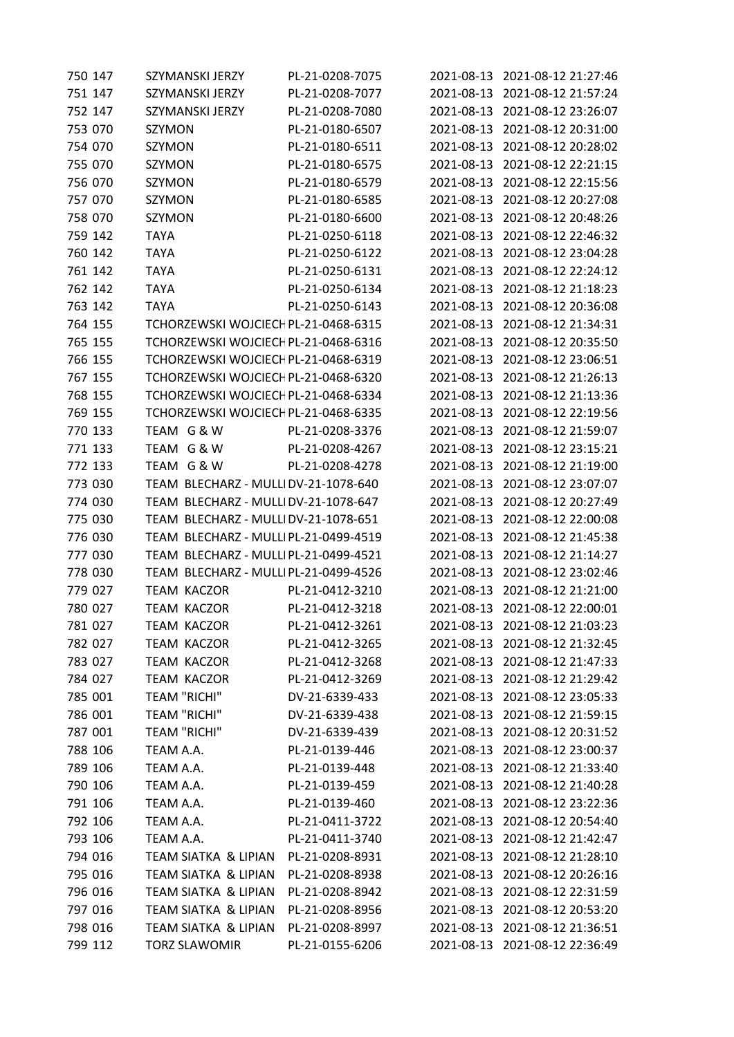| | | | | | |
|---|---|---|---|---|---|
| 750 | 147 | SZYMANSKI JERZY | PL-21-0208-7075 | 2021-08-13 | 2021-08-12 21:27:46 |
| 751 | 147 | SZYMANSKI JERZY | PL-21-0208-7077 | 2021-08-13 | 2021-08-12 21:57:24 |
| 752 | 147 | SZYMANSKI JERZY | PL-21-0208-7080 | 2021-08-13 | 2021-08-12 23:26:07 |
| 753 | 070 | SZYMON | PL-21-0180-6507 | 2021-08-13 | 2021-08-12 20:31:00 |
| 754 | 070 | SZYMON | PL-21-0180-6511 | 2021-08-13 | 2021-08-12 20:28:02 |
| 755 | 070 | SZYMON | PL-21-0180-6575 | 2021-08-13 | 2021-08-12 22:21:15 |
| 756 | 070 | SZYMON | PL-21-0180-6579 | 2021-08-13 | 2021-08-12 22:15:56 |
| 757 | 070 | SZYMON | PL-21-0180-6585 | 2021-08-13 | 2021-08-12 20:27:08 |
| 758 | 070 | SZYMON | PL-21-0180-6600 | 2021-08-13 | 2021-08-12 20:48:26 |
| 759 | 142 | TAYA | PL-21-0250-6118 | 2021-08-13 | 2021-08-12 22:46:32 |
| 760 | 142 | TAYA | PL-21-0250-6122 | 2021-08-13 | 2021-08-12 23:04:28 |
| 761 | 142 | TAYA | PL-21-0250-6131 | 2021-08-13 | 2021-08-12 22:24:12 |
| 762 | 142 | TAYA | PL-21-0250-6134 | 2021-08-13 | 2021-08-12 21:18:23 |
| 763 | 142 | TAYA | PL-21-0250-6143 | 2021-08-13 | 2021-08-12 20:36:08 |
| 764 | 155 | TCHORZEWSKI WOJCIECH | PL-21-0468-6315 | 2021-08-13 | 2021-08-12 21:34:31 |
| 765 | 155 | TCHORZEWSKI WOJCIECH | PL-21-0468-6316 | 2021-08-13 | 2021-08-12 20:35:50 |
| 766 | 155 | TCHORZEWSKI WOJCIECH | PL-21-0468-6319 | 2021-08-13 | 2021-08-12 23:06:51 |
| 767 | 155 | TCHORZEWSKI WOJCIECH | PL-21-0468-6320 | 2021-08-13 | 2021-08-12 21:26:13 |
| 768 | 155 | TCHORZEWSKI WOJCIECH | PL-21-0468-6334 | 2021-08-13 | 2021-08-12 21:13:36 |
| 769 | 155 | TCHORZEWSKI WOJCIECH | PL-21-0468-6335 | 2021-08-13 | 2021-08-12 22:19:56 |
| 770 | 133 | TEAM G & W | PL-21-0208-3376 | 2021-08-13 | 2021-08-12 21:59:07 |
| 771 | 133 | TEAM G & W | PL-21-0208-4267 | 2021-08-13 | 2021-08-12 23:15:21 |
| 772 | 133 | TEAM G & W | PL-21-0208-4278 | 2021-08-13 | 2021-08-12 21:19:00 |
| 773 | 030 | TEAM BLECHARZ - MULLI | DV-21-1078-640 | 2021-08-13 | 2021-08-12 23:07:07 |
| 774 | 030 | TEAM BLECHARZ - MULLI | DV-21-1078-647 | 2021-08-13 | 2021-08-12 20:27:49 |
| 775 | 030 | TEAM BLECHARZ - MULLI | DV-21-1078-651 | 2021-08-13 | 2021-08-12 22:00:08 |
| 776 | 030 | TEAM BLECHARZ - MULLI | PL-21-0499-4519 | 2021-08-13 | 2021-08-12 21:45:38 |
| 777 | 030 | TEAM BLECHARZ - MULLI | PL-21-0499-4521 | 2021-08-13 | 2021-08-12 21:14:27 |
| 778 | 030 | TEAM BLECHARZ - MULLI | PL-21-0499-4526 | 2021-08-13 | 2021-08-12 23:02:46 |
| 779 | 027 | TEAM KACZOR | PL-21-0412-3210 | 2021-08-13 | 2021-08-12 21:21:00 |
| 780 | 027 | TEAM KACZOR | PL-21-0412-3218 | 2021-08-13 | 2021-08-12 22:00:01 |
| 781 | 027 | TEAM KACZOR | PL-21-0412-3261 | 2021-08-13 | 2021-08-12 21:03:23 |
| 782 | 027 | TEAM KACZOR | PL-21-0412-3265 | 2021-08-13 | 2021-08-12 21:32:45 |
| 783 | 027 | TEAM KACZOR | PL-21-0412-3268 | 2021-08-13 | 2021-08-12 21:47:33 |
| 784 | 027 | TEAM KACZOR | PL-21-0412-3269 | 2021-08-13 | 2021-08-12 21:29:42 |
| 785 | 001 | TEAM "RICHI" | DV-21-6339-433 | 2021-08-13 | 2021-08-12 23:05:33 |
| 786 | 001 | TEAM "RICHI" | DV-21-6339-438 | 2021-08-13 | 2021-08-12 21:59:15 |
| 787 | 001 | TEAM "RICHI" | DV-21-6339-439 | 2021-08-13 | 2021-08-12 20:31:52 |
| 788 | 106 | TEAM A.A. | PL-21-0139-446 | 2021-08-13 | 2021-08-12 23:00:37 |
| 789 | 106 | TEAM A.A. | PL-21-0139-448 | 2021-08-13 | 2021-08-12 21:33:40 |
| 790 | 106 | TEAM A.A. | PL-21-0139-459 | 2021-08-13 | 2021-08-12 21:40:28 |
| 791 | 106 | TEAM A.A. | PL-21-0139-460 | 2021-08-13 | 2021-08-12 23:22:36 |
| 792 | 106 | TEAM A.A. | PL-21-0411-3722 | 2021-08-13 | 2021-08-12 20:54:40 |
| 793 | 106 | TEAM A.A. | PL-21-0411-3740 | 2021-08-13 | 2021-08-12 21:42:47 |
| 794 | 016 | TEAM SIATKA & LIPIAN | PL-21-0208-8931 | 2021-08-13 | 2021-08-12 21:28:10 |
| 795 | 016 | TEAM SIATKA & LIPIAN | PL-21-0208-8938 | 2021-08-13 | 2021-08-12 20:26:16 |
| 796 | 016 | TEAM SIATKA & LIPIAN | PL-21-0208-8942 | 2021-08-13 | 2021-08-12 22:31:59 |
| 797 | 016 | TEAM SIATKA & LIPIAN | PL-21-0208-8956 | 2021-08-13 | 2021-08-12 20:53:20 |
| 798 | 016 | TEAM SIATKA & LIPIAN | PL-21-0208-8997 | 2021-08-13 | 2021-08-12 21:36:51 |
| 799 | 112 | TORZ SLAWOMIR | PL-21-0155-6206 | 2021-08-13 | 2021-08-12 22:36:49 |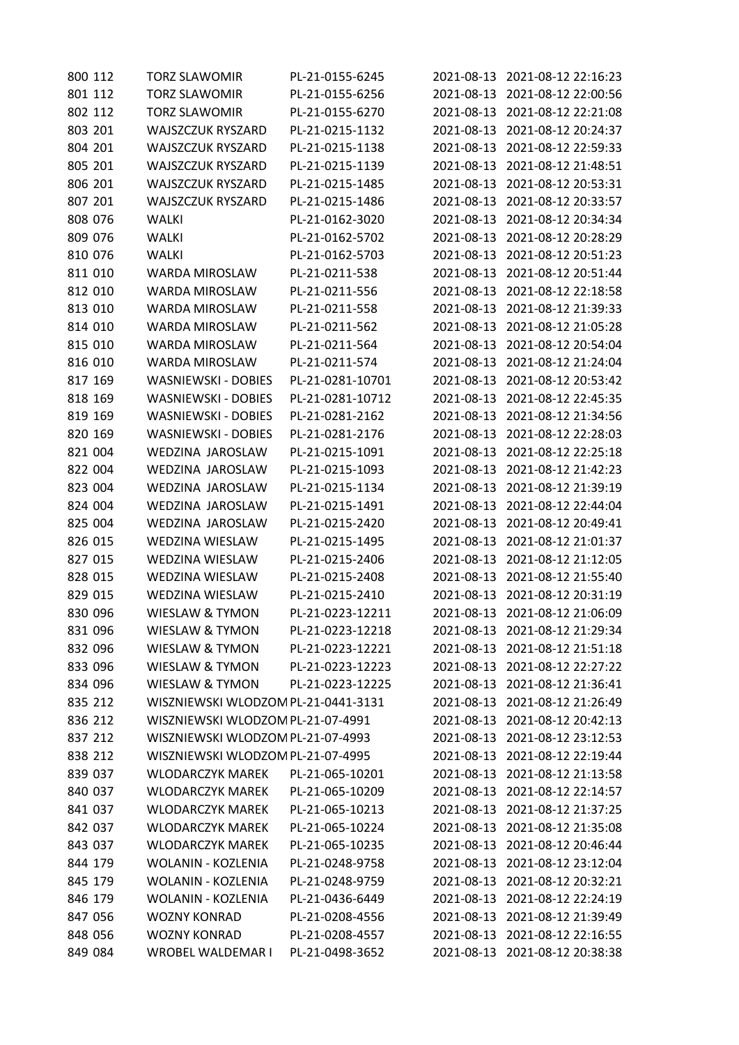| | | | | | |
|---|---|---|---|---|---|
| 800 | 112 | TORZ SLAWOMIR | PL-21-0155-6245 | 2021-08-13 | 2021-08-12 22:16:23 |
| 801 | 112 | TORZ SLAWOMIR | PL-21-0155-6256 | 2021-08-13 | 2021-08-12 22:00:56 |
| 802 | 112 | TORZ SLAWOMIR | PL-21-0155-6270 | 2021-08-13 | 2021-08-12 22:21:08 |
| 803 | 201 | WAJSZCZUK RYSZARD | PL-21-0215-1132 | 2021-08-13 | 2021-08-12 20:24:37 |
| 804 | 201 | WAJSZCZUK RYSZARD | PL-21-0215-1138 | 2021-08-13 | 2021-08-12 22:59:33 |
| 805 | 201 | WAJSZCZUK RYSZARD | PL-21-0215-1139 | 2021-08-13 | 2021-08-12 21:48:51 |
| 806 | 201 | WAJSZCZUK RYSZARD | PL-21-0215-1485 | 2021-08-13 | 2021-08-12 20:53:31 |
| 807 | 201 | WAJSZCZUK RYSZARD | PL-21-0215-1486 | 2021-08-13 | 2021-08-12 20:33:57 |
| 808 | 076 | WALKI | PL-21-0162-3020 | 2021-08-13 | 2021-08-12 20:34:34 |
| 809 | 076 | WALKI | PL-21-0162-5702 | 2021-08-13 | 2021-08-12 20:28:29 |
| 810 | 076 | WALKI | PL-21-0162-5703 | 2021-08-13 | 2021-08-12 20:51:23 |
| 811 | 010 | WARDA MIROSLAW | PL-21-0211-538 | 2021-08-13 | 2021-08-12 20:51:44 |
| 812 | 010 | WARDA MIROSLAW | PL-21-0211-556 | 2021-08-13 | 2021-08-12 22:18:58 |
| 813 | 010 | WARDA MIROSLAW | PL-21-0211-558 | 2021-08-13 | 2021-08-12 21:39:33 |
| 814 | 010 | WARDA MIROSLAW | PL-21-0211-562 | 2021-08-13 | 2021-08-12 21:05:28 |
| 815 | 010 | WARDA MIROSLAW | PL-21-0211-564 | 2021-08-13 | 2021-08-12 20:54:04 |
| 816 | 010 | WARDA MIROSLAW | PL-21-0211-574 | 2021-08-13 | 2021-08-12 21:24:04 |
| 817 | 169 | WASNIEWSKI - DOBIES | PL-21-0281-10701 | 2021-08-13 | 2021-08-12 20:53:42 |
| 818 | 169 | WASNIEWSKI - DOBIES | PL-21-0281-10712 | 2021-08-13 | 2021-08-12 22:45:35 |
| 819 | 169 | WASNIEWSKI - DOBIES | PL-21-0281-2162 | 2021-08-13 | 2021-08-12 21:34:56 |
| 820 | 169 | WASNIEWSKI - DOBIES | PL-21-0281-2176 | 2021-08-13 | 2021-08-12 22:28:03 |
| 821 | 004 | WEDZINA JAROSLAW | PL-21-0215-1091 | 2021-08-13 | 2021-08-12 22:25:18 |
| 822 | 004 | WEDZINA JAROSLAW | PL-21-0215-1093 | 2021-08-13 | 2021-08-12 21:42:23 |
| 823 | 004 | WEDZINA JAROSLAW | PL-21-0215-1134 | 2021-08-13 | 2021-08-12 21:39:19 |
| 824 | 004 | WEDZINA JAROSLAW | PL-21-0215-1491 | 2021-08-13 | 2021-08-12 22:44:04 |
| 825 | 004 | WEDZINA JAROSLAW | PL-21-0215-2420 | 2021-08-13 | 2021-08-12 20:49:41 |
| 826 | 015 | WEDZINA WIESLAW | PL-21-0215-1495 | 2021-08-13 | 2021-08-12 21:01:37 |
| 827 | 015 | WEDZINA WIESLAW | PL-21-0215-2406 | 2021-08-13 | 2021-08-12 21:12:05 |
| 828 | 015 | WEDZINA WIESLAW | PL-21-0215-2408 | 2021-08-13 | 2021-08-12 21:55:40 |
| 829 | 015 | WEDZINA WIESLAW | PL-21-0215-2410 | 2021-08-13 | 2021-08-12 20:31:19 |
| 830 | 096 | WIESLAW & TYMON | PL-21-0223-12211 | 2021-08-13 | 2021-08-12 21:06:09 |
| 831 | 096 | WIESLAW & TYMON | PL-21-0223-12218 | 2021-08-13 | 2021-08-12 21:29:34 |
| 832 | 096 | WIESLAW & TYMON | PL-21-0223-12221 | 2021-08-13 | 2021-08-12 21:51:18 |
| 833 | 096 | WIESLAW & TYMON | PL-21-0223-12223 | 2021-08-13 | 2021-08-12 22:27:22 |
| 834 | 096 | WIESLAW & TYMON | PL-21-0223-12225 | 2021-08-13 | 2021-08-12 21:36:41 |
| 835 | 212 | WISZNIEWSKI WLODZOM | PL-21-0441-3131 | 2021-08-13 | 2021-08-12 21:26:49 |
| 836 | 212 | WISZNIEWSKI WLODZOM | PL-21-07-4991 | 2021-08-13 | 2021-08-12 20:42:13 |
| 837 | 212 | WISZNIEWSKI WLODZOM | PL-21-07-4993 | 2021-08-13 | 2021-08-12 23:12:53 |
| 838 | 212 | WISZNIEWSKI WLODZOM | PL-21-07-4995 | 2021-08-13 | 2021-08-12 22:19:44 |
| 839 | 037 | WLODARCZYK MAREK | PL-21-065-10201 | 2021-08-13 | 2021-08-12 21:13:58 |
| 840 | 037 | WLODARCZYK MAREK | PL-21-065-10209 | 2021-08-13 | 2021-08-12 22:14:57 |
| 841 | 037 | WLODARCZYK MAREK | PL-21-065-10213 | 2021-08-13 | 2021-08-12 21:37:25 |
| 842 | 037 | WLODARCZYK MAREK | PL-21-065-10224 | 2021-08-13 | 2021-08-12 21:35:08 |
| 843 | 037 | WLODARCZYK MAREK | PL-21-065-10235 | 2021-08-13 | 2021-08-12 20:46:44 |
| 844 | 179 | WOLANIN - KOZLENIA | PL-21-0248-9758 | 2021-08-13 | 2021-08-12 23:12:04 |
| 845 | 179 | WOLANIN - KOZLENIA | PL-21-0248-9759 | 2021-08-13 | 2021-08-12 20:32:21 |
| 846 | 179 | WOLANIN - KOZLENIA | PL-21-0436-6449 | 2021-08-13 | 2021-08-12 22:24:19 |
| 847 | 056 | WOZNY KONRAD | PL-21-0208-4556 | 2021-08-13 | 2021-08-12 21:39:49 |
| 848 | 056 | WOZNY KONRAD | PL-21-0208-4557 | 2021-08-13 | 2021-08-12 22:16:55 |
| 849 | 084 | WROBEL WALDEMAR I | PL-21-0498-3652 | 2021-08-13 | 2021-08-12 20:38:38 |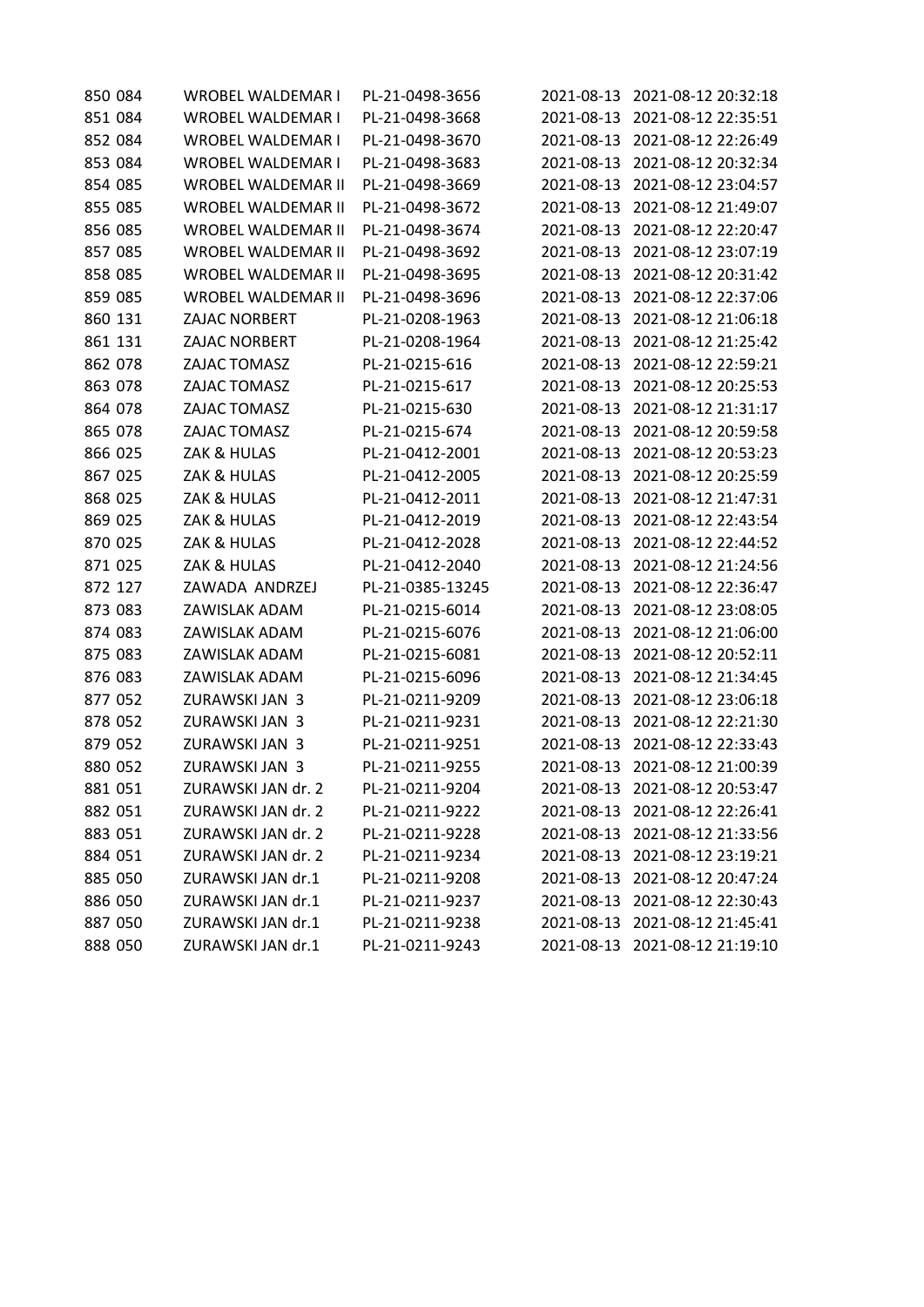| | | | | |
|---|---|---|---|---|
| 850 084 | WROBEL WALDEMAR I | PL-21-0498-3656 | 2021-08-13 | 2021-08-12 20:32:18 |
| 851 084 | WROBEL WALDEMAR I | PL-21-0498-3668 | 2021-08-13 | 2021-08-12 22:35:51 |
| 852 084 | WROBEL WALDEMAR I | PL-21-0498-3670 | 2021-08-13 | 2021-08-12 22:26:49 |
| 853 084 | WROBEL WALDEMAR I | PL-21-0498-3683 | 2021-08-13 | 2021-08-12 20:32:34 |
| 854 085 | WROBEL WALDEMAR II | PL-21-0498-3669 | 2021-08-13 | 2021-08-12 23:04:57 |
| 855 085 | WROBEL WALDEMAR II | PL-21-0498-3672 | 2021-08-13 | 2021-08-12 21:49:07 |
| 856 085 | WROBEL WALDEMAR II | PL-21-0498-3674 | 2021-08-13 | 2021-08-12 22:20:47 |
| 857 085 | WROBEL WALDEMAR II | PL-21-0498-3692 | 2021-08-13 | 2021-08-12 23:07:19 |
| 858 085 | WROBEL WALDEMAR II | PL-21-0498-3695 | 2021-08-13 | 2021-08-12 20:31:42 |
| 859 085 | WROBEL WALDEMAR II | PL-21-0498-3696 | 2021-08-13 | 2021-08-12 22:37:06 |
| 860 131 | ZAJAC NORBERT | PL-21-0208-1963 | 2021-08-13 | 2021-08-12 21:06:18 |
| 861 131 | ZAJAC NORBERT | PL-21-0208-1964 | 2021-08-13 | 2021-08-12 21:25:42 |
| 862 078 | ZAJAC TOMASZ | PL-21-0215-616 | 2021-08-13 | 2021-08-12 22:59:21 |
| 863 078 | ZAJAC TOMASZ | PL-21-0215-617 | 2021-08-13 | 2021-08-12 20:25:53 |
| 864 078 | ZAJAC TOMASZ | PL-21-0215-630 | 2021-08-13 | 2021-08-12 21:31:17 |
| 865 078 | ZAJAC TOMASZ | PL-21-0215-674 | 2021-08-13 | 2021-08-12 20:59:58 |
| 866 025 | ZAK & HULAS | PL-21-0412-2001 | 2021-08-13 | 2021-08-12 20:53:23 |
| 867 025 | ZAK & HULAS | PL-21-0412-2005 | 2021-08-13 | 2021-08-12 20:25:59 |
| 868 025 | ZAK & HULAS | PL-21-0412-2011 | 2021-08-13 | 2021-08-12 21:47:31 |
| 869 025 | ZAK & HULAS | PL-21-0412-2019 | 2021-08-13 | 2021-08-12 22:43:54 |
| 870 025 | ZAK & HULAS | PL-21-0412-2028 | 2021-08-13 | 2021-08-12 22:44:52 |
| 871 025 | ZAK & HULAS | PL-21-0412-2040 | 2021-08-13 | 2021-08-12 21:24:56 |
| 872 127 | ZAWADA ANDRZEJ | PL-21-0385-13245 | 2021-08-13 | 2021-08-12 22:36:47 |
| 873 083 | ZAWISLAK ADAM | PL-21-0215-6014 | 2021-08-13 | 2021-08-12 23:08:05 |
| 874 083 | ZAWISLAK ADAM | PL-21-0215-6076 | 2021-08-13 | 2021-08-12 21:06:00 |
| 875 083 | ZAWISLAK ADAM | PL-21-0215-6081 | 2021-08-13 | 2021-08-12 20:52:11 |
| 876 083 | ZAWISLAK ADAM | PL-21-0215-6096 | 2021-08-13 | 2021-08-12 21:34:45 |
| 877 052 | ZURAWSKI JAN 3 | PL-21-0211-9209 | 2021-08-13 | 2021-08-12 23:06:18 |
| 878 052 | ZURAWSKI JAN 3 | PL-21-0211-9231 | 2021-08-13 | 2021-08-12 22:21:30 |
| 879 052 | ZURAWSKI JAN 3 | PL-21-0211-9251 | 2021-08-13 | 2021-08-12 22:33:43 |
| 880 052 | ZURAWSKI JAN 3 | PL-21-0211-9255 | 2021-08-13 | 2021-08-12 21:00:39 |
| 881 051 | ZURAWSKI JAN dr. 2 | PL-21-0211-9204 | 2021-08-13 | 2021-08-12 20:53:47 |
| 882 051 | ZURAWSKI JAN dr. 2 | PL-21-0211-9222 | 2021-08-13 | 2021-08-12 22:26:41 |
| 883 051 | ZURAWSKI JAN dr. 2 | PL-21-0211-9228 | 2021-08-13 | 2021-08-12 21:33:56 |
| 884 051 | ZURAWSKI JAN dr. 2 | PL-21-0211-9234 | 2021-08-13 | 2021-08-12 23:19:21 |
| 885 050 | ZURAWSKI JAN dr.1 | PL-21-0211-9208 | 2021-08-13 | 2021-08-12 20:47:24 |
| 886 050 | ZURAWSKI JAN dr.1 | PL-21-0211-9237 | 2021-08-13 | 2021-08-12 22:30:43 |
| 887 050 | ZURAWSKI JAN dr.1 | PL-21-0211-9238 | 2021-08-13 | 2021-08-12 21:45:41 |
| 888 050 | ZURAWSKI JAN dr.1 | PL-21-0211-9243 | 2021-08-13 | 2021-08-12 21:19:10 |